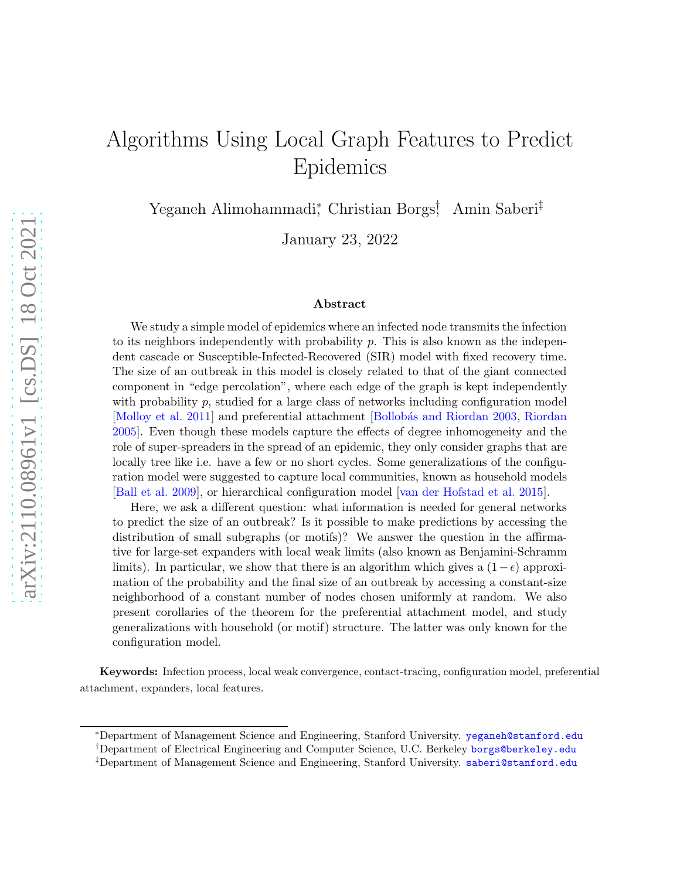# Algorithms Using Local Graph Features to Predict Epidemics

Yeganeh Alimohammadi[*], Christian Borgs[†], Amin Saberi[‡]

January 23, 2022

### Abstract

We study a simple model of epidemics where an infected node transmits the infection to its neighbors independently with probability $p$. This is also known as the independent cascade or Susceptible-Infected-Recovered (SIR) model with fixed recovery time. The size of an outbreak in this model is closely related to that of the giant connected component in "edge percolation", where each edge of the graph is kept independently with probability $p$, studied for a large class of networks including configuration model [Molloy et al. 2011] and preferential attachment [Bollobás and Riordan 2003, Riordan 2005]. Even though these models capture the effects of degree inhomogeneity and the role of super-spreaders in the spread of an epidemic, they only consider graphs that are locally tree like i.e. have a few or no short cycles. Some generalizations of the configuration model were suggested to capture local communities, known as household models [Ball et al. 2009], or hierarchical configuration model [van der Hofstad et al. 2015].

Here, we ask a different question: what information is needed for general networks to predict the size of an outbreak? Is it possible to make predictions by accessing the distribution of small subgraphs (or motifs)? We answer the question in the affirmative for large-set expanders with local weak limits (also known as Benjamini-Schramm limits). In particular, we show that there is an algorithm which gives a $(1-\epsilon)$ approximation of the probability and the final size of an outbreak by accessing a constant-size neighborhood of a constant number of nodes chosen uniformly at random. We also present corollaries of the theorem for the preferential attachment model, and study generalizations with household (or motif) structure. The latter was only known for the configuration model.

**Keywords:** Infection process, local weak convergence, contact-tracing, configuration model, preferential attachment, expanders, local features.

---

[*] Department of Management Science and Engineering, Stanford University. yeganeh@stanford.edu

[†] Department of Electrical Engineering and Computer Science, U.C. Berkeley borgs@berkeley.edu

[‡] Department of Management Science and Engineering, Stanford University. saberi@stanford.edu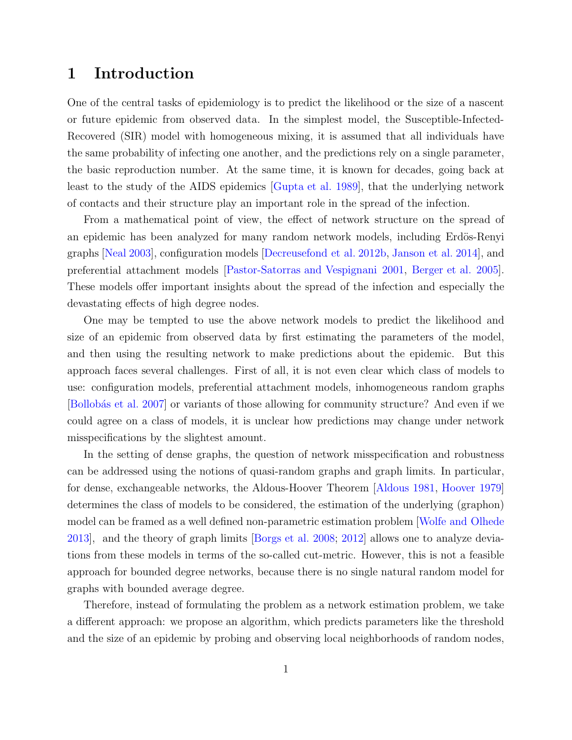# 1 Introduction

One of the central tasks of epidemiology is to predict the likelihood or the size of a nascent or future epidemic from observed data. In the simplest model, the Susceptible-Infected-Recovered (SIR) model with homogeneous mixing, it is assumed that all individuals have the same probability of infecting one another, and the predictions rely on a single parameter, the basic reproduction number. At the same time, it is known for decades, going back at least to the study of the AIDS epidemics [Gupta et al. 1989], that the underlying network of contacts and their structure play an important role in the spread of the infection.

From a mathematical point of view, the effect of network structure on the spread of an epidemic has been analyzed for many random network models, including Erdös-Renyi graphs [Neal 2003], configuration models [Decreusefond et al. 2012b, Janson et al. 2014], and preferential attachment models [Pastor-Satorras and Vespignani 2001, Berger et al. 2005]. These models offer important insights about the spread of the infection and especially the devastating effects of high degree nodes.

One may be tempted to use the above network models to predict the likelihood and size of an epidemic from observed data by first estimating the parameters of the model, and then using the resulting network to make predictions about the epidemic. But this approach faces several challenges. First of all, it is not even clear which class of models to use: configuration models, preferential attachment models, inhomogeneous random graphs [Bollobás et al. 2007] or variants of those allowing for community structure? And even if we could agree on a class of models, it is unclear how predictions may change under network misspecifications by the slightest amount.

In the setting of dense graphs, the question of network misspecification and robustness can be addressed using the notions of quasi-random graphs and graph limits. In particular, for dense, exchangeable networks, the Aldous-Hoover Theorem [Aldous 1981, Hoover 1979] determines the class of models to be considered, the estimation of the underlying (graphon) model can be framed as a well defined non-parametric estimation problem [Wolfe and Olhede 2013], and the theory of graph limits [Borgs et al. 2008; 2012] allows one to analyze deviations from these models in terms of the so-called cut-metric. However, this is not a feasible approach for bounded degree networks, because there is no single natural random model for graphs with bounded average degree.

Therefore, instead of formulating the problem as a network estimation problem, we take a different approach: we propose an algorithm, which predicts parameters like the threshold and the size of an epidemic by probing and observing local neighborhoods of random nodes,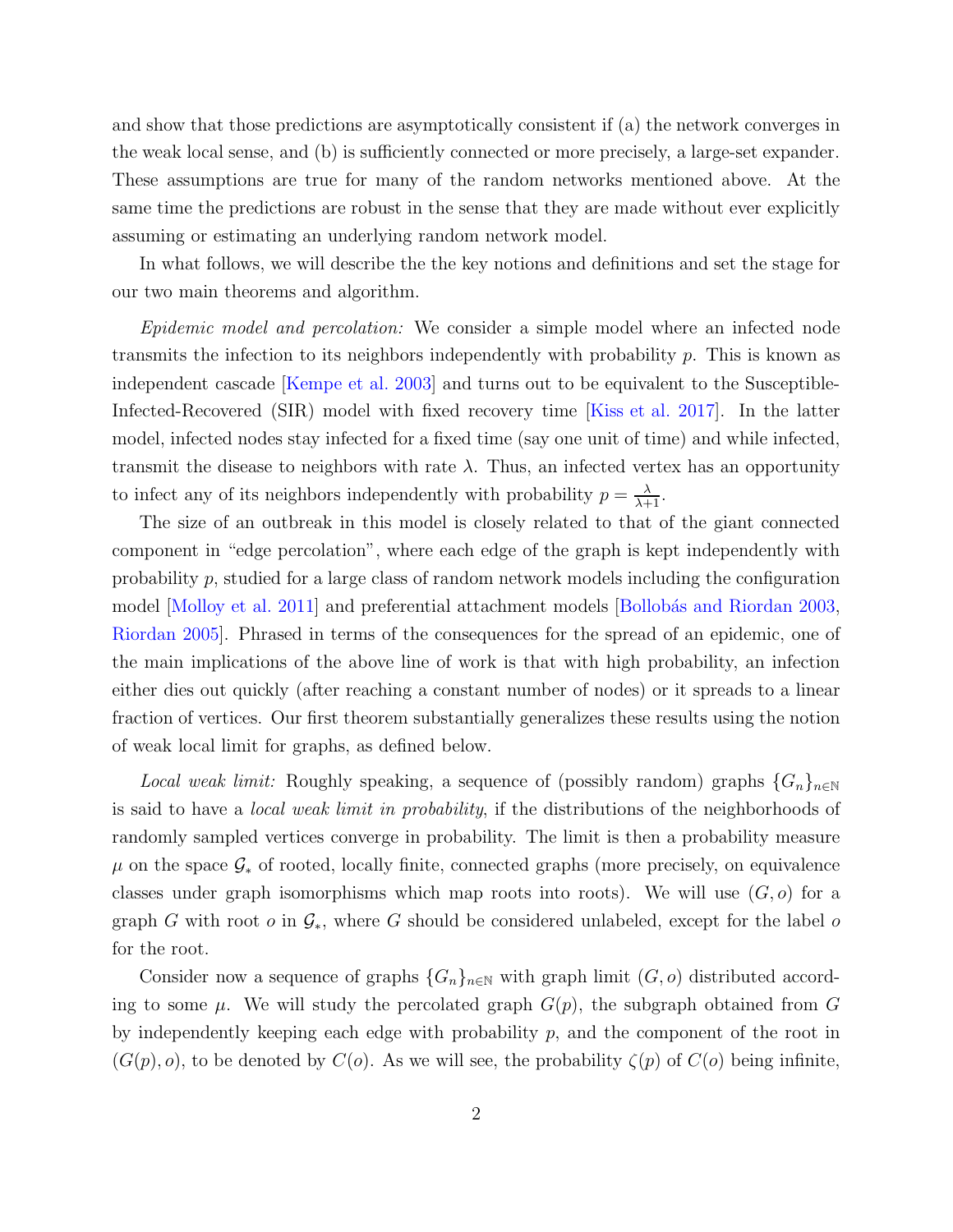and show that those predictions are asymptotically consistent if (a) the network converges in the weak local sense, and (b) is sufficiently connected or more precisely, a large-set expander. These assumptions are true for many of the random networks mentioned above. At the same time the predictions are robust in the sense that they are made without ever explicitly assuming or estimating an underlying random network model.

In what follows, we will describe the the key notions and definitions and set the stage for our two main theorems and algorithm.

*Epidemic model and percolation:* We consider a simple model where an infected node transmits the infection to its neighbors independently with probability $p$. This is known as independent cascade [Kempe et al. 2003] and turns out to be equivalent to the Susceptible-Infected-Recovered (SIR) model with fixed recovery time [Kiss et al. 2017]. In the latter model, infected nodes stay infected for a fixed time (say one unit of time) and while infected, transmit the disease to neighbors with rate $\lambda$. Thus, an infected vertex has an opportunity to infect any of its neighbors independently with probability $p = \frac{\lambda}{\lambda+1}$.

The size of an outbreak in this model is closely related to that of the giant connected component in "edge percolation", where each edge of the graph is kept independently with probability $p$, studied for a large class of random network models including the configuration model [Molloy et al. 2011] and preferential attachment models [Bollobás and Riordan 2003, Riordan 2005]. Phrased in terms of the consequences for the spread of an epidemic, one of the main implications of the above line of work is that with high probability, an infection either dies out quickly (after reaching a constant number of nodes) or it spreads to a linear fraction of vertices. Our first theorem substantially generalizes these results using the notion of weak local limit for graphs, as defined below.

*Local weak limit:* Roughly speaking, a sequence of (possibly random) graphs $\{G_n\}_{n\in\mathbb{N}}$ is said to have a *local weak limit in probability*, if the distributions of the neighborhoods of randomly sampled vertices converge in probability. The limit is then a probability measure $\mu$ on the space $\mathcal{G}_*$ of rooted, locally finite, connected graphs (more precisely, on equivalence classes under graph isomorphisms which map roots into roots). We will use $(G, o)$ for a graph $G$ with root $o$ in $\mathcal{G}_*$, where $G$ should be considered unlabeled, except for the label $o$ for the root.

Consider now a sequence of graphs $\{G_n\}_{n\in\mathbb{N}}$ with graph limit $(G, o)$ distributed according to some $\mu$. We will study the percolated graph $G(p)$, the subgraph obtained from $G$ by independently keeping each edge with probability $p$, and the component of the root in $(G(p), o)$, to be denoted by $C(o)$. As we will see, the probability $\zeta(p)$ of $C(o)$ being infinite,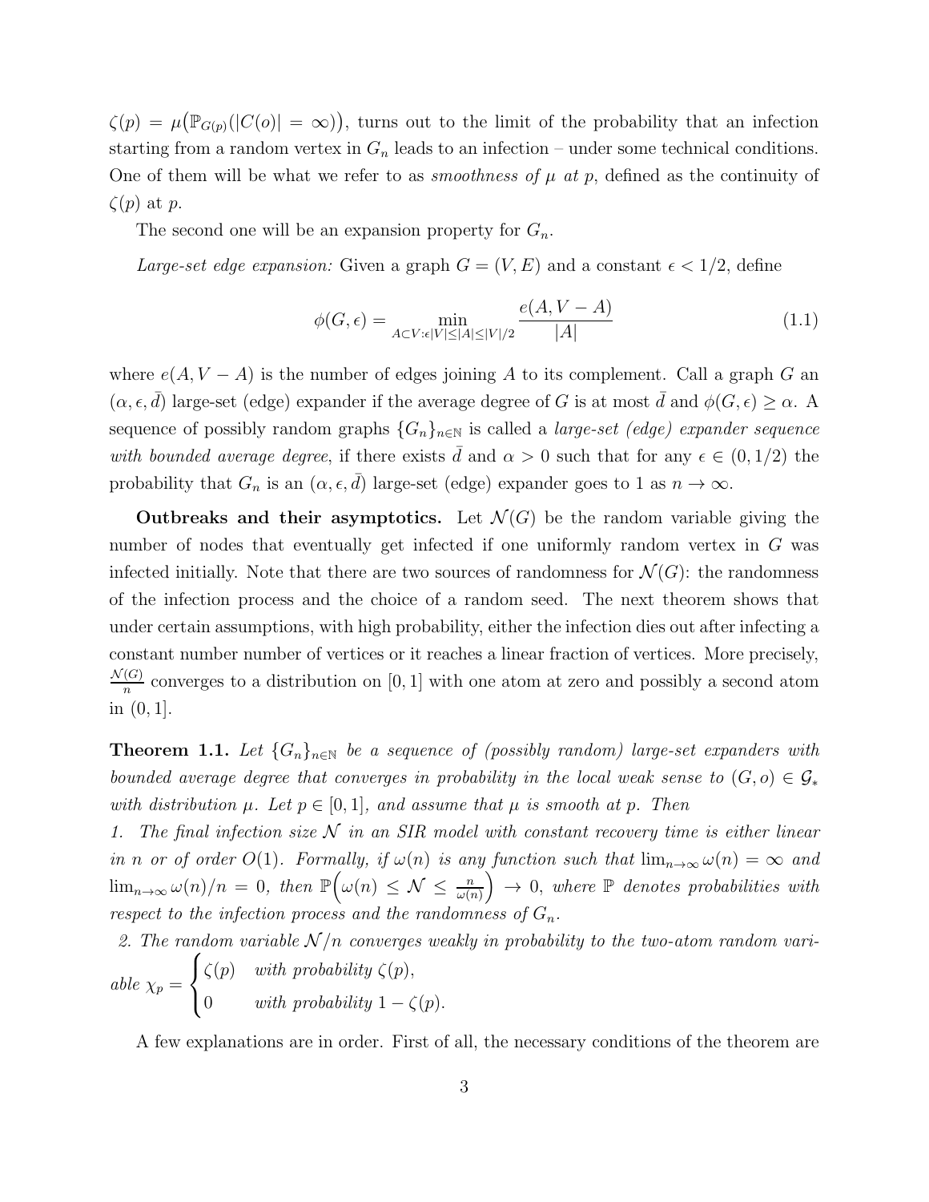$\zeta(p) = \mu\big(\mathbb{P}_{G(p)}(|C(o)| = \infty)\big)$, turns out to the limit of the probability that an infection starting from a random vertex in $G_n$ leads to an infection – under some technical conditions. One of them will be what we refer to as *smoothness of $\mu$ at $p$*, defined as the continuity of $\zeta(p)$ at $p$.

The second one will be an expansion property for $G_n$.

*Large-set edge expansion:* Given a graph $G = (V, E)$ and a constant $\epsilon < 1/2$, define

$$\phi(G, \epsilon) = \min_{A \subset V: \epsilon|V| \leq |A| \leq |V|/2} \frac{e(A, V - A)}{|A|} \tag{1.1}$$

where $e(A, V - A)$ is the number of edges joining $A$ to its complement. Call a graph $G$ an $(\alpha, \epsilon, \bar{d})$ large-set (edge) expander if the average degree of $G$ is at most $\bar{d}$ and $\phi(G, \epsilon) \geq \alpha$. A sequence of possibly random graphs $\{G_n\}_{n \in \mathbb{N}}$ is called a *large-set (edge) expander sequence with bounded average degree*, if there exists $\bar{d}$ and $\alpha > 0$ such that for any $\epsilon \in (0, 1/2)$ the probability that $G_n$ is an $(\alpha, \epsilon, \bar{d})$ large-set (edge) expander goes to 1 as $n \to \infty$.

**Outbreaks and their asymptotics.** Let $\mathcal{N}(G)$ be the random variable giving the number of nodes that eventually get infected if one uniformly random vertex in $G$ was infected initially. Note that there are two sources of randomness for $\mathcal{N}(G)$: the randomness of the infection process and the choice of a random seed. The next theorem shows that under certain assumptions, with high probability, either the infection dies out after infecting a constant number number of vertices or it reaches a linear fraction of vertices. More precisely, $\frac{\mathcal{N}(G)}{n}$ converges to a distribution on $[0, 1]$ with one atom at zero and possibly a second atom in $(0, 1]$.

**Theorem 1.1.** *Let $\{G_n\}_{n \in \mathbb{N}}$ be a sequence of (possibly random) large-set expanders with bounded average degree that converges in probability in the local weak sense to $(G, o) \in \mathcal{G}_*$ with distribution $\mu$. Let $p \in [0, 1]$, and assume that $\mu$ is smooth at $p$. Then*

*1. The final infection size $\mathcal{N}$ in an SIR model with constant recovery time is either linear in $n$ or of order $O(1)$. Formally, if $\omega(n)$ is any function such that $\lim_{n\to\infty} \omega(n) = \infty$ and $\lim_{n\to\infty} \omega(n)/n = 0$, then $\mathbb{P}\Big(\omega(n) \leq \mathcal{N} \leq \frac{n}{\omega(n)}\Big) \to 0$, where $\mathbb{P}$ denotes probabilities with respect to the infection process and the randomness of $G_n$.*

*2. The random variable $\mathcal{N}/n$ converges weakly in probability to the two-atom random variable* $\chi_p = \begin{cases} \zeta(p) & \textit{with probability } \zeta(p), \\ 0 & \textit{with probability } 1 - \zeta(p). \end{cases}$

A few explanations are in order. First of all, the necessary conditions of the theorem are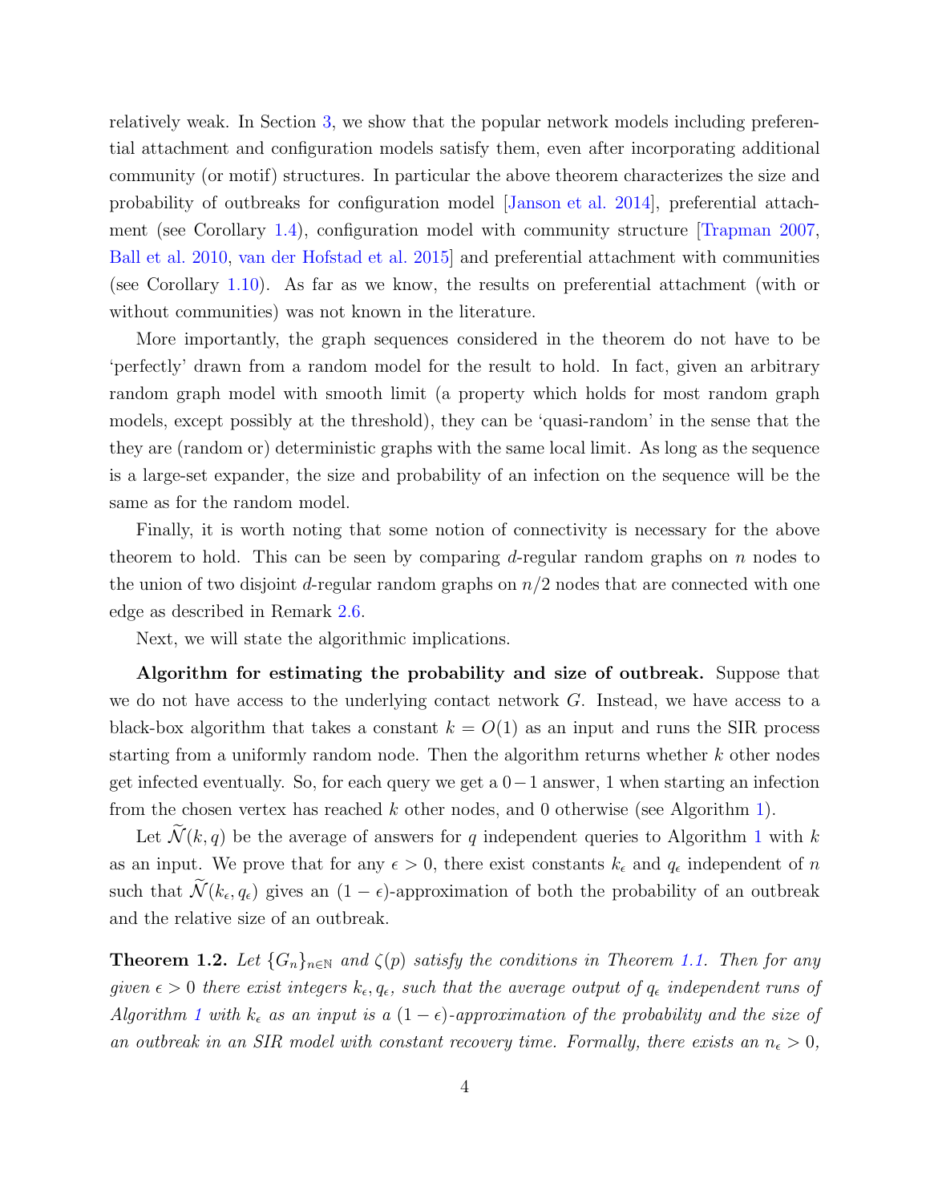relatively weak. In Section 3, we show that the popular network models including preferential attachment and configuration models satisfy them, even after incorporating additional community (or motif) structures. In particular the above theorem characterizes the size and probability of outbreaks for configuration model [Janson et al. 2014], preferential attachment (see Corollary 1.4), configuration model with community structure [Trapman 2007, Ball et al. 2010, van der Hofstad et al. 2015] and preferential attachment with communities (see Corollary 1.10). As far as we know, the results on preferential attachment (with or without communities) was not known in the literature.

More importantly, the graph sequences considered in the theorem do not have to be 'perfectly' drawn from a random model for the result to hold. In fact, given an arbitrary random graph model with smooth limit (a property which holds for most random graph models, except possibly at the threshold), they can be 'quasi-random' in the sense that the they are (random or) deterministic graphs with the same local limit. As long as the sequence is a large-set expander, the size and probability of an infection on the sequence will be the same as for the random model.

Finally, it is worth noting that some notion of connectivity is necessary for the above theorem to hold. This can be seen by comparing $d$-regular random graphs on $n$ nodes to the union of two disjoint $d$-regular random graphs on $n/2$ nodes that are connected with one edge as described in Remark 2.6.

Next, we will state the algorithmic implications.

**Algorithm for estimating the probability and size of outbreak.** Suppose that we do not have access to the underlying contact network $G$. Instead, we have access to a black-box algorithm that takes a constant $k = O(1)$ as an input and runs the SIR process starting from a uniformly random node. Then the algorithm returns whether $k$ other nodes get infected eventually. So, for each query we get a $0-1$ answer, 1 when starting an infection from the chosen vertex has reached $k$ other nodes, and 0 otherwise (see Algorithm 1).

Let $\widetilde{\mathcal{N}}(k, q)$ be the average of answers for $q$ independent queries to Algorithm 1 with $k$ as an input. We prove that for any $\epsilon > 0$, there exist constants $k_\epsilon$ and $q_\epsilon$ independent of $n$ such that $\widetilde{\mathcal{N}}(k_\epsilon, q_\epsilon)$ gives an $(1 - \epsilon)$-approximation of both the probability of an outbreak and the relative size of an outbreak.

**Theorem 1.2.** *Let $\{G_n\}_{n\in\mathbb{N}}$ and $\zeta(p)$ satisfy the conditions in Theorem 1.1. Then for any given $\epsilon > 0$ there exist integers $k_\epsilon, q_\epsilon$, such that the average output of $q_\epsilon$ independent runs of Algorithm 1 with $k_\epsilon$ as an input is a $(1 - \epsilon)$-approximation of the probability and the size of an outbreak in an SIR model with constant recovery time. Formally, there exists an $n_\epsilon > 0$,*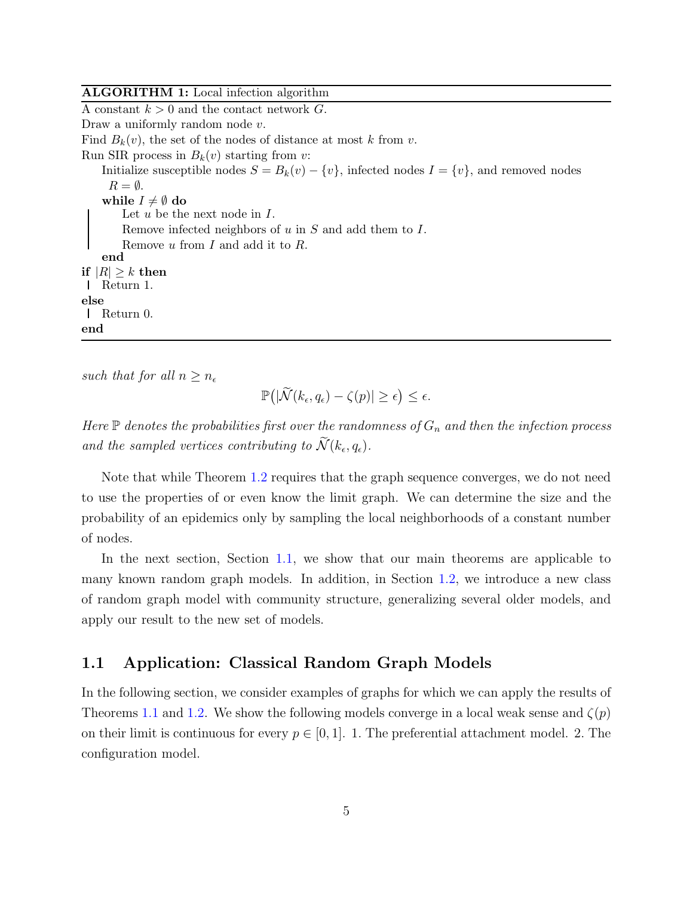**ALGORITHM 1:** Local infection algorithm

```
A constant k > 0 and the contact network G.
Draw a uniformly random node v.
Find B_k(v), the set of the nodes of distance at most k from v.
Run SIR process in B_k(v) starting from v:
    Initialize susceptible nodes S = B_k(v) − {v}, infected nodes I = {v}, and removed nodes
      R = ∅.
    while I ≠ ∅ do
        Let u be the next node in I.
        Remove infected neighbors of u in S and add them to I.
        Remove u from I and add it to R.
    end
if |R| ≥ k then
    Return 1.
else
    Return 0.
end
```

*such that for all $n \geq n_\epsilon$*

$$\mathbb{P}\big(|\widetilde{\mathcal{N}}(k_\epsilon, q_\epsilon) - \zeta(p)| \geq \epsilon\big) \leq \epsilon.$$

*Here $\mathbb{P}$ denotes the probabilities first over the randomness of $G_n$ and then the infection process and the sampled vertices contributing to $\widetilde{\mathcal{N}}(k_\epsilon, q_\epsilon)$.*

Note that while Theorem 1.2 requires that the graph sequence converges, we do not need to use the properties of or even know the limit graph. We can determine the size and the probability of an epidemics only by sampling the local neighborhoods of a constant number of nodes.

In the next section, Section 1.1, we show that our main theorems are applicable to many known random graph models. In addition, in Section 1.2, we introduce a new class of random graph model with community structure, generalizing several older models, and apply our result to the new set of models.

## 1.1 Application: Classical Random Graph Models

In the following section, we consider examples of graphs for which we can apply the results of Theorems 1.1 and 1.2. We show the following models converge in a local weak sense and $\zeta(p)$ on their limit is continuous for every $p \in [0, 1]$. 1. The preferential attachment model. 2. The configuration model.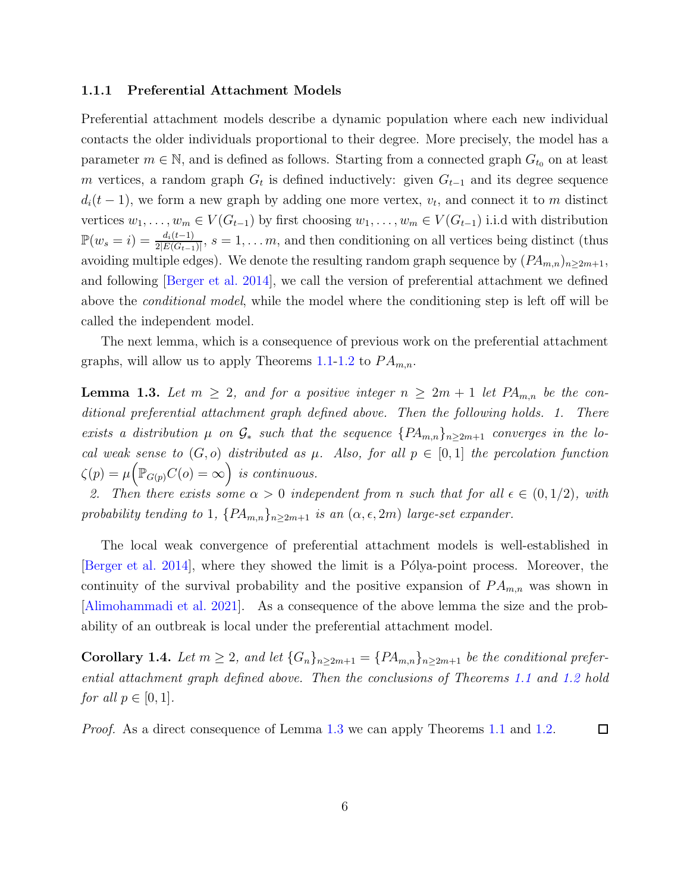### 1.1.1 Preferential Attachment Models

Preferential attachment models describe a dynamic population where each new individual contacts the older individuals proportional to their degree. More precisely, the model has a parameter $m \in \mathbb{N}$, and is defined as follows. Starting from a connected graph $G_{t_0}$ on at least $m$ vertices, a random graph $G_t$ is defined inductively: given $G_{t-1}$ and its degree sequence $d_i(t-1)$, we form a new graph by adding one more vertex, $v_t$, and connect it to $m$ distinct vertices $w_1, \ldots, w_m \in V(G_{t-1})$ by first choosing $w_1, \ldots, w_m \in V(G_{t-1})$ i.i.d with distribution $\mathbb{P}(w_s = i) = \frac{d_i(t-1)}{2|E(G_{t-1})|}$, $s = 1, \ldots m$, and then conditioning on all vertices being distinct (thus avoiding multiple edges). We denote the resulting random graph sequence by $(PA_{m,n})_{n \geq 2m+1}$, and following [Berger et al. 2014], we call the version of preferential attachment we defined above the *conditional model*, while the model where the conditioning step is left off will be called the independent model.

The next lemma, which is a consequence of previous work on the preferential attachment graphs, will allow us to apply Theorems 1.1-1.2 to $PA_{m,n}$.

**Lemma 1.3.** *Let $m \geq 2$, and for a positive integer $n \geq 2m+1$ let $PA_{m,n}$ be the conditional preferential attachment graph defined above. Then the following holds. 1. There exists a distribution $\mu$ on $\mathcal{G}_*$ such that the sequence $\{PA_{m,n}\}_{n \geq 2m+1}$ converges in the local weak sense to $(G, o)$ distributed as $\mu$. Also, for all $p \in [0,1]$ the percolation function $\zeta(p) = \mu\Big(\mathbb{P}_{G(p)} C(o) = \infty\Big)$ is continuous.*

*2. Then there exists some $\alpha > 0$ independent from $n$ such that for all $\epsilon \in (0, 1/2)$, with probability tending to 1, $\{PA_{m,n}\}_{n \geq 2m+1}$ is an $(\alpha, \epsilon, 2m)$ large-set expander.*

The local weak convergence of preferential attachment models is well-established in [Berger et al. 2014], where they showed the limit is a Pólya-point process. Moreover, the continuity of the survival probability and the positive expansion of $PA_{m,n}$ was shown in [Alimohammadi et al. 2021]. As a consequence of the above lemma the size and the probability of an outbreak is local under the preferential attachment model.

**Corollary 1.4.** *Let $m \geq 2$, and let $\{G_n\}_{n \geq 2m+1} = \{PA_{m,n}\}_{n \geq 2m+1}$ be the conditional preferential attachment graph defined above. Then the conclusions of Theorems 1.1 and 1.2 hold for all $p \in [0,1]$.*

*Proof.* As a direct consequence of Lemma 1.3 we can apply Theorems 1.1 and 1.2. □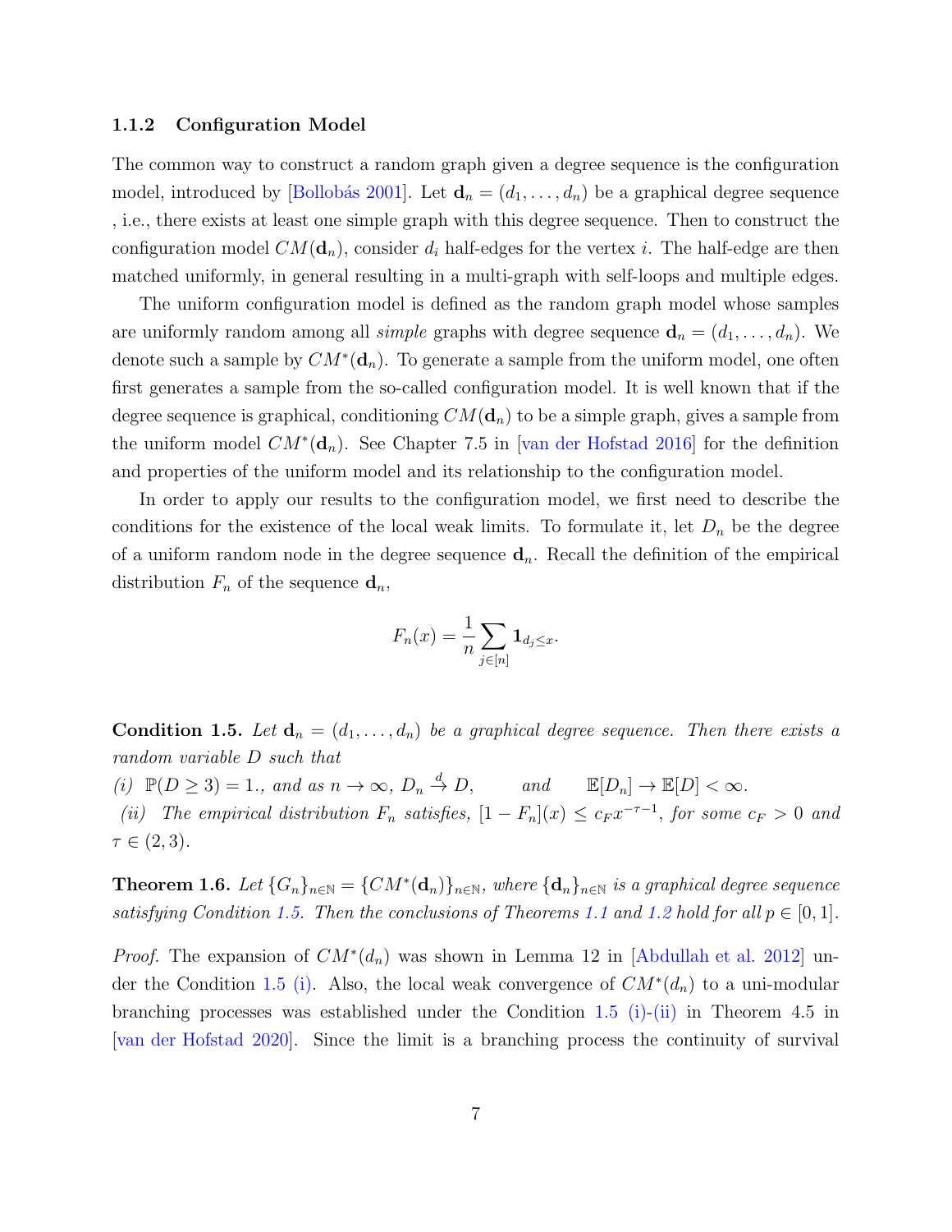### 1.1.2 Configuration Model

The common way to construct a random graph given a degree sequence is the configuration model, introduced by [Bollobás 2001]. Let $\mathbf{d}_n = (d_1, \ldots, d_n)$ be a graphical degree sequence , i.e., there exists at least one simple graph with this degree sequence. Then to construct the configuration model $CM(\mathbf{d}_n)$, consider $d_i$ half-edges for the vertex $i$. The half-edge are then matched uniformly, in general resulting in a multi-graph with self-loops and multiple edges.

The uniform configuration model is defined as the random graph model whose samples are uniformly random among all *simple* graphs with degree sequence $\mathbf{d}_n = (d_1, \ldots, d_n)$. We denote such a sample by $CM^*(\mathbf{d}_n)$. To generate a sample from the uniform model, one often first generates a sample from the so-called configuration model. It is well known that if the degree sequence is graphical, conditioning $CM(\mathbf{d}_n)$ to be a simple graph, gives a sample from the uniform model $CM^*(\mathbf{d}_n)$. See Chapter 7.5 in [van der Hofstad 2016] for the definition and properties of the uniform model and its relationship to the configuration model.

In order to apply our results to the configuration model, we first need to describe the conditions for the existence of the local weak limits. To formulate it, let $D_n$ be the degree of a uniform random node in the degree sequence $\mathbf{d}_n$. Recall the definition of the empirical distribution $F_n$ of the sequence $\mathbf{d}_n$,

$$F_n(x) = \frac{1}{n} \sum_{j \in [n]} \mathbf{1}_{d_j \leq x}.$$

**Condition 1.5.** *Let $\mathbf{d}_n = (d_1, \ldots, d_n)$ be a graphical degree sequence. Then there exists a random variable $D$ such that*

*(i) $\mathbb{P}(D \geq 3) = 1.$, and as $n \to \infty$, $D_n \xrightarrow{d} D$, and $\mathbb{E}[D_n] \to \mathbb{E}[D] < \infty$.*

*(ii) The empirical distribution $F_n$ satisfies, $[1 - F_n](x) \leq c_F x^{-\tau-1}$, for some $c_F > 0$ and $\tau \in (2, 3)$.*

**Theorem 1.6.** *Let $\{G_n\}_{n\in\mathbb{N}} = \{CM^*(\mathbf{d}_n)\}_{n\in\mathbb{N}}$, where $\{\mathbf{d}_n\}_{n\in\mathbb{N}}$ is a graphical degree sequence satisfying Condition 1.5. Then the conclusions of Theorems 1.1 and 1.2 hold for all $p \in [0, 1]$.*

*Proof.* The expansion of $CM^*(d_n)$ was shown in Lemma 12 in [Abdullah et al. 2012] under the Condition 1.5 (i). Also, the local weak convergence of $CM^*(d_n)$ to a uni-modular branching processes was established under the Condition 1.5 (i)-(ii) in Theorem 4.5 in [van der Hofstad 2020]. Since the limit is a branching process the continuity of survival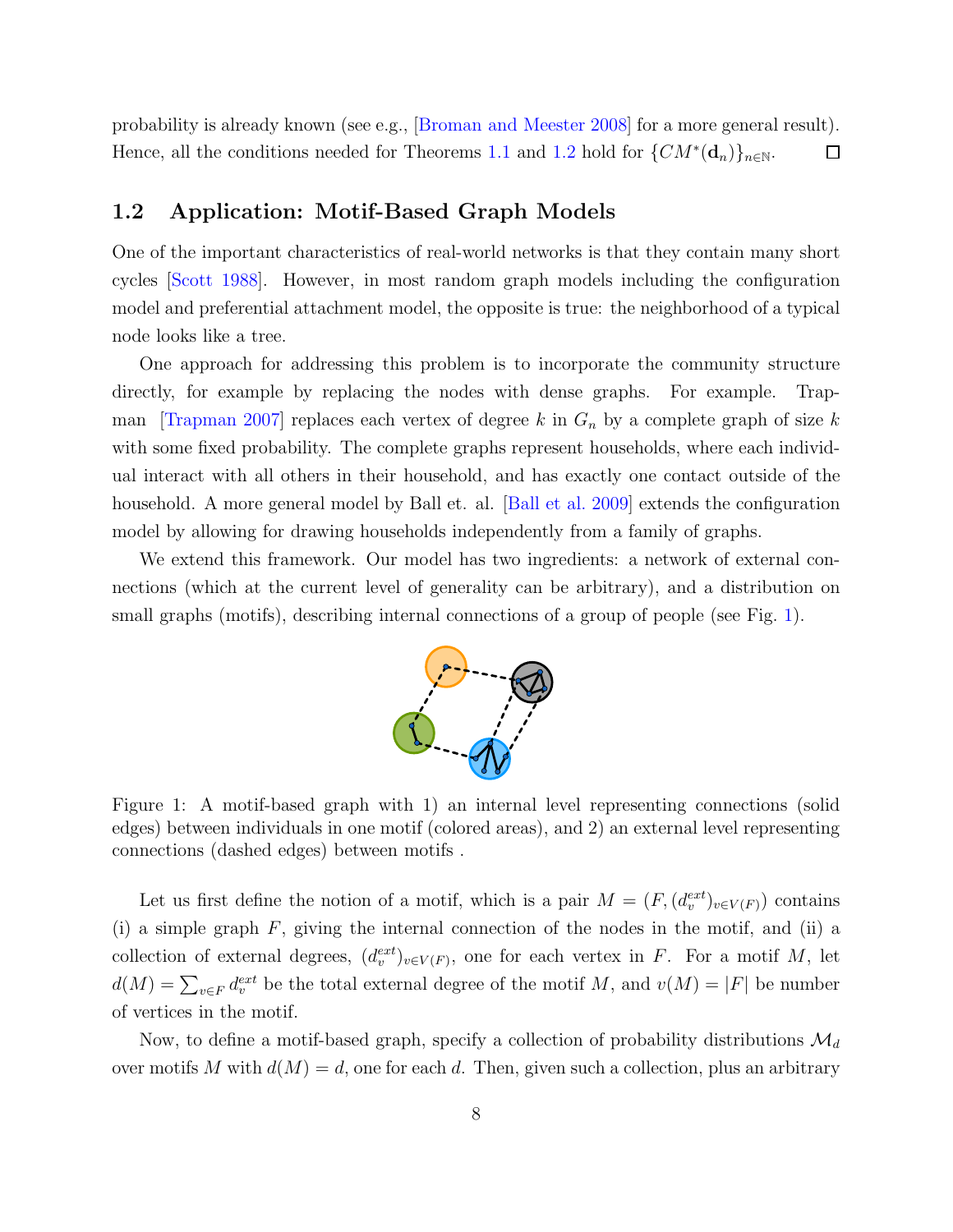probability is already known (see e.g., [Broman and Meester 2008] for a more general result). Hence, all the conditions needed for Theorems 1.1 and 1.2 hold for $\{CM^*(\mathbf{d}_n)\}_{n\in\mathbb{N}}$. □

## 1.2 Application: Motif-Based Graph Models

One of the important characteristics of real-world networks is that they contain many short cycles [Scott 1988]. However, in most random graph models including the configuration model and preferential attachment model, the opposite is true: the neighborhood of a typical node looks like a tree.

One approach for addressing this problem is to incorporate the community structure directly, for example by replacing the nodes with dense graphs. For example. Trapman [Trapman 2007] replaces each vertex of degree $k$ in $G_n$ by a complete graph of size $k$ with some fixed probability. The complete graphs represent households, where each individual interact with all others in their household, and has exactly one contact outside of the household. A more general model by Ball et. al. [Ball et al. 2009] extends the configuration model by allowing for drawing households independently from a family of graphs.

We extend this framework. Our model has two ingredients: a network of external connections (which at the current level of generality can be arbitrary), and a distribution on small graphs (motifs), describing internal connections of a group of people (see Fig. 1).

Figure 1: A motif-based graph with 1) an internal level representing connections (solid edges) between individuals in one motif (colored areas), and 2) an external level representing connections (dashed edges) between motifs .

Let us first define the notion of a motif, which is a pair $M = (F, (d_v^{ext})_{v\in V(F)})$ contains (i) a simple graph $F$, giving the internal connection of the nodes in the motif, and (ii) a collection of external degrees, $(d_v^{ext})_{v\in V(F)}$, one for each vertex in $F$. For a motif $M$, let $d(M) = \sum_{v\in F} d_v^{ext}$ be the total external degree of the motif $M$, and $v(M) = |F|$ be number of vertices in the motif.

Now, to define a motif-based graph, specify a collection of probability distributions $\mathcal{M}_d$ over motifs $M$ with $d(M) = d$, one for each $d$. Then, given such a collection, plus an arbitrary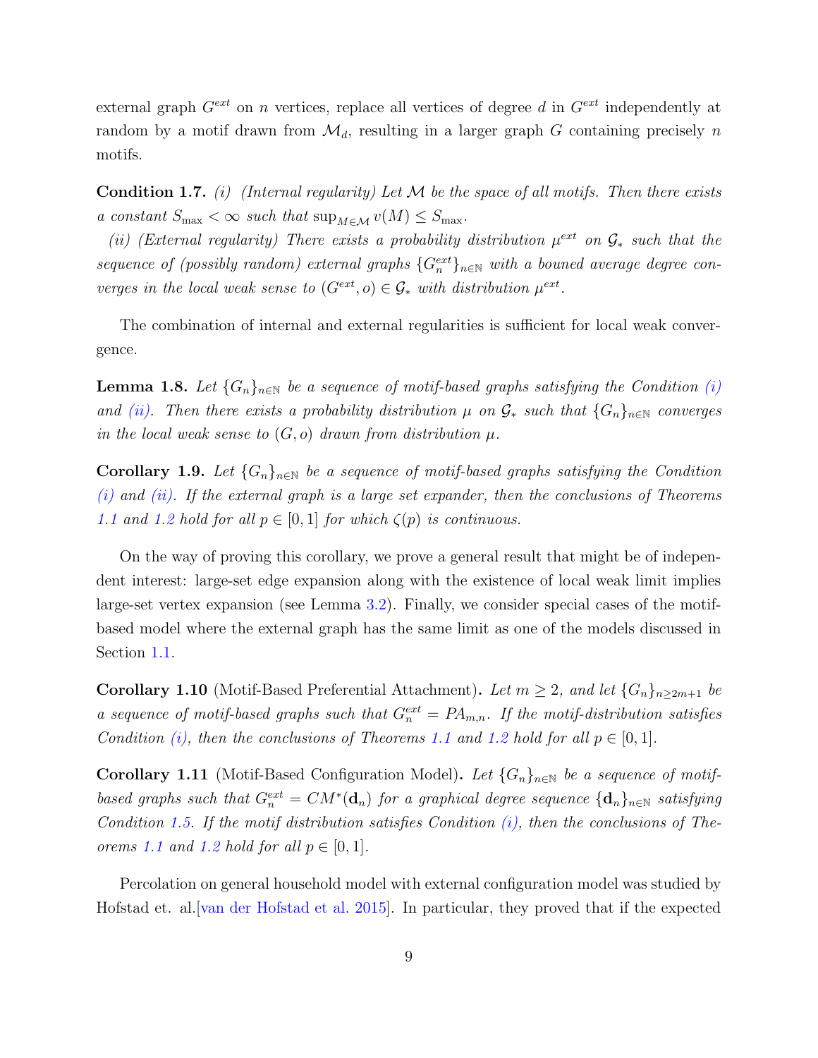external graph $G^{ext}$ on $n$ vertices, replace all vertices of degree $d$ in $G^{ext}$ independently at random by a motif drawn from $\mathcal{M}_d$, resulting in a larger graph $G$ containing precisely $n$ motifs.

**Condition 1.7.** *(i) (Internal regularity) Let $\mathcal{M}$ be the space of all motifs. Then there exists a constant $S_{\max} < \infty$ such that $\sup_{M \in \mathcal{M}} v(M) \leq S_{\max}$.*

*(ii) (External regularity) There exists a probability distribution $\mu^{ext}$ on $\mathcal{G}_*$ such that the sequence of (possibly random) external graphs $\{G_n^{ext}\}_{n\in\mathbb{N}}$ with a bouned average degree converges in the local weak sense to $(G^{ext}, o) \in \mathcal{G}_*$ with distribution $\mu^{ext}$.*

The combination of internal and external regularities is sufficient for local weak convergence.

**Lemma 1.8.** *Let $\{G_n\}_{n\in\mathbb{N}}$ be a sequence of motif-based graphs satisfying the Condition (i) and (ii). Then there exists a probability distribution $\mu$ on $\mathcal{G}_*$ such that $\{G_n\}_{n\in\mathbb{N}}$ converges in the local weak sense to $(G, o)$ drawn from distribution $\mu$.*

**Corollary 1.9.** *Let $\{G_n\}_{n\in\mathbb{N}}$ be a sequence of motif-based graphs satisfying the Condition (i) and (ii). If the external graph is a large set expander, then the conclusions of Theorems 1.1 and 1.2 hold for all $p \in [0, 1]$ for which $\zeta(p)$ is continuous.*

On the way of proving this corollary, we prove a general result that might be of independent interest: large-set edge expansion along with the existence of local weak limit implies large-set vertex expansion (see Lemma 3.2). Finally, we consider special cases of the motif-based model where the external graph has the same limit as one of the models discussed in Section 1.1.

**Corollary 1.10** (Motif-Based Preferential Attachment)**.** *Let $m \geq 2$, and let $\{G_n\}_{n\geq 2m+1}$ be a sequence of motif-based graphs such that $G_n^{ext} = PA_{m,n}$. If the motif-distribution satisfies Condition (i), then the conclusions of Theorems 1.1 and 1.2 hold for all $p \in [0, 1]$.*

**Corollary 1.11** (Motif-Based Configuration Model)**.** *Let $\{G_n\}_{n\in\mathbb{N}}$ be a sequence of motif-based graphs such that $G_n^{ext} = CM^*(\mathbf{d}_n)$ for a graphical degree sequence $\{\mathbf{d}_n\}_{n\in\mathbb{N}}$ satisfying Condition 1.5. If the motif distribution satisfies Condition (i), then the conclusions of Theorems 1.1 and 1.2 hold for all $p \in [0, 1]$.*

Percolation on general household model with external configuration model was studied by Hofstad et. al.[van der Hofstad et al. 2015]. In particular, they proved that if the expected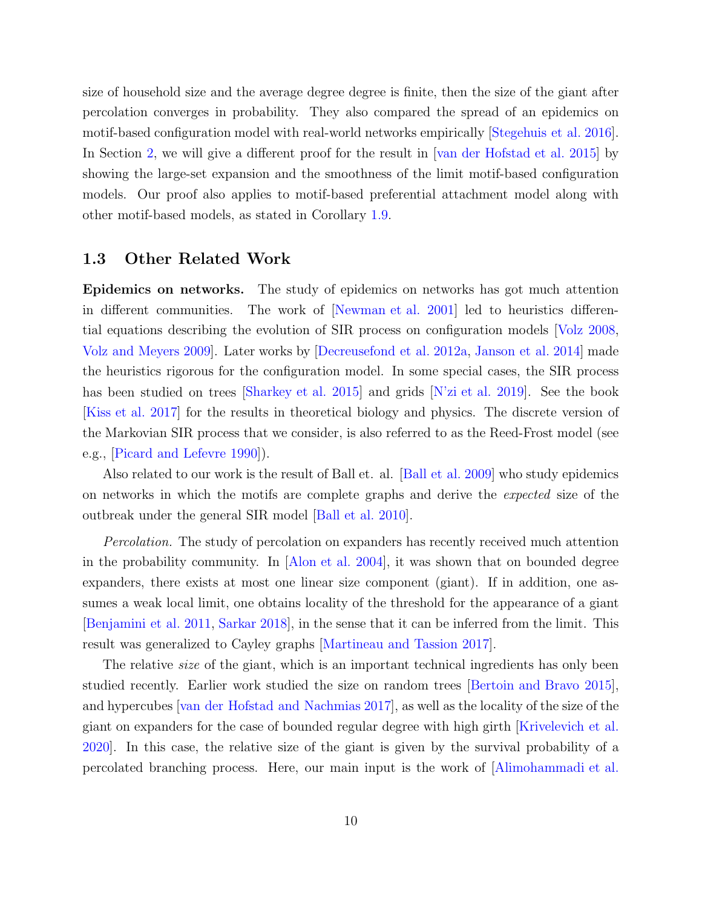size of household size and the average degree degree is finite, then the size of the giant after percolation converges in probability. They also compared the spread of an epidemics on motif-based configuration model with real-world networks empirically [Stegehuis et al. 2016]. In Section 2, we will give a different proof for the result in [van der Hofstad et al. 2015] by showing the large-set expansion and the smoothness of the limit motif-based configuration models. Our proof also applies to motif-based preferential attachment model along with other motif-based models, as stated in Corollary 1.9.

### 1.3 Other Related Work

**Epidemics on networks.** The study of epidemics on networks has got much attention in different communities. The work of [Newman et al. 2001] led to heuristics differential equations describing the evolution of SIR process on configuration models [Volz 2008, Volz and Meyers 2009]. Later works by [Decreusefond et al. 2012a, Janson et al. 2014] made the heuristics rigorous for the configuration model. In some special cases, the SIR process has been studied on trees [Sharkey et al. 2015] and grids [N'zi et al. 2019]. See the book [Kiss et al. 2017] for the results in theoretical biology and physics. The discrete version of the Markovian SIR process that we consider, is also referred to as the Reed-Frost model (see e.g., [Picard and Lefevre 1990]).

Also related to our work is the result of Ball et. al. [Ball et al. 2009] who study epidemics on networks in which the motifs are complete graphs and derive the *expected* size of the outbreak under the general SIR model [Ball et al. 2010].

*Percolation.* The study of percolation on expanders has recently received much attention in the probability community. In [Alon et al. 2004], it was shown that on bounded degree expanders, there exists at most one linear size component (giant). If in addition, one assumes a weak local limit, one obtains locality of the threshold for the appearance of a giant [Benjamini et al. 2011, Sarkar 2018], in the sense that it can be inferred from the limit. This result was generalized to Cayley graphs [Martineau and Tassion 2017].

The relative *size* of the giant, which is an important technical ingredients has only been studied recently. Earlier work studied the size on random trees [Bertoin and Bravo 2015], and hypercubes [van der Hofstad and Nachmias 2017], as well as the locality of the size of the giant on expanders for the case of bounded regular degree with high girth [Krivelevich et al. 2020]. In this case, the relative size of the giant is given by the survival probability of a percolated branching process. Here, our main input is the work of [Alimohammadi et al.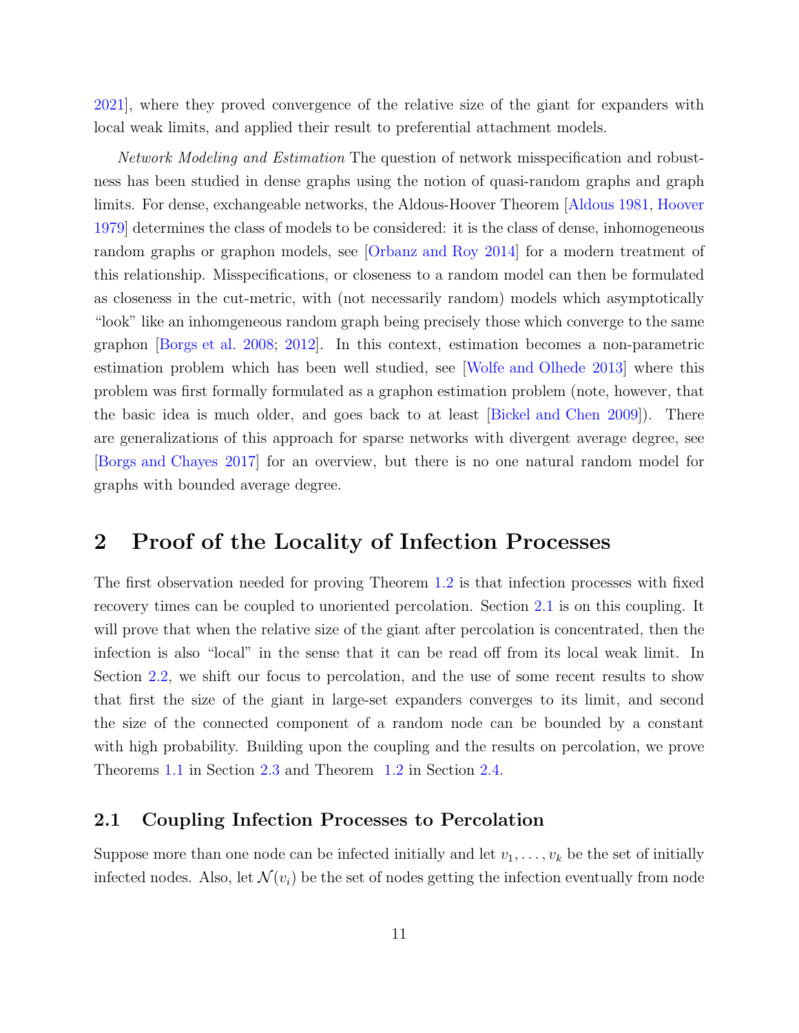2021], where they proved convergence of the relative size of the giant for expanders with local weak limits, and applied their result to preferential attachment models.

*Network Modeling and Estimation* The question of network misspecification and robustness has been studied in dense graphs using the notion of quasi-random graphs and graph limits. For dense, exchangeable networks, the Aldous-Hoover Theorem [Aldous 1981, Hoover 1979] determines the class of models to be considered: it is the class of dense, inhomogeneous random graphs or graphon models, see [Orbanz and Roy 2014] for a modern treatment of this relationship. Misspecifications, or closeness to a random model can then be formulated as closeness in the cut-metric, with (not necessarily random) models which asymptotically "look" like an inhomgeneous random graph being precisely those which converge to the same graphon [Borgs et al. 2008; 2012]. In this context, estimation becomes a non-parametric estimation problem which has been well studied, see [Wolfe and Olhede 2013] where this problem was first formally formulated as a graphon estimation problem (note, however, that the basic idea is much older, and goes back to at least [Bickel and Chen 2009]). There are generalizations of this approach for sparse networks with divergent average degree, see [Borgs and Chayes 2017] for an overview, but there is no one natural random model for graphs with bounded average degree.

# 2 Proof of the Locality of Infection Processes

The first observation needed for proving Theorem 1.2 is that infection processes with fixed recovery times can be coupled to unoriented percolation. Section 2.1 is on this coupling. It will prove that when the relative size of the giant after percolation is concentrated, then the infection is also "local" in the sense that it can be read off from its local weak limit. In Section 2.2, we shift our focus to percolation, and the use of some recent results to show that first the size of the giant in large-set expanders converges to its limit, and second the size of the connected component of a random node can be bounded by a constant with high probability. Building upon the coupling and the results on percolation, we prove Theorems 1.1 in Section 2.3 and Theorem 1.2 in Section 2.4.

## 2.1 Coupling Infection Processes to Percolation

Suppose more than one node can be infected initially and let $v_1, \ldots, v_k$ be the set of initially infected nodes. Also, let $\mathcal{N}(v_i)$ be the set of nodes getting the infection eventually from node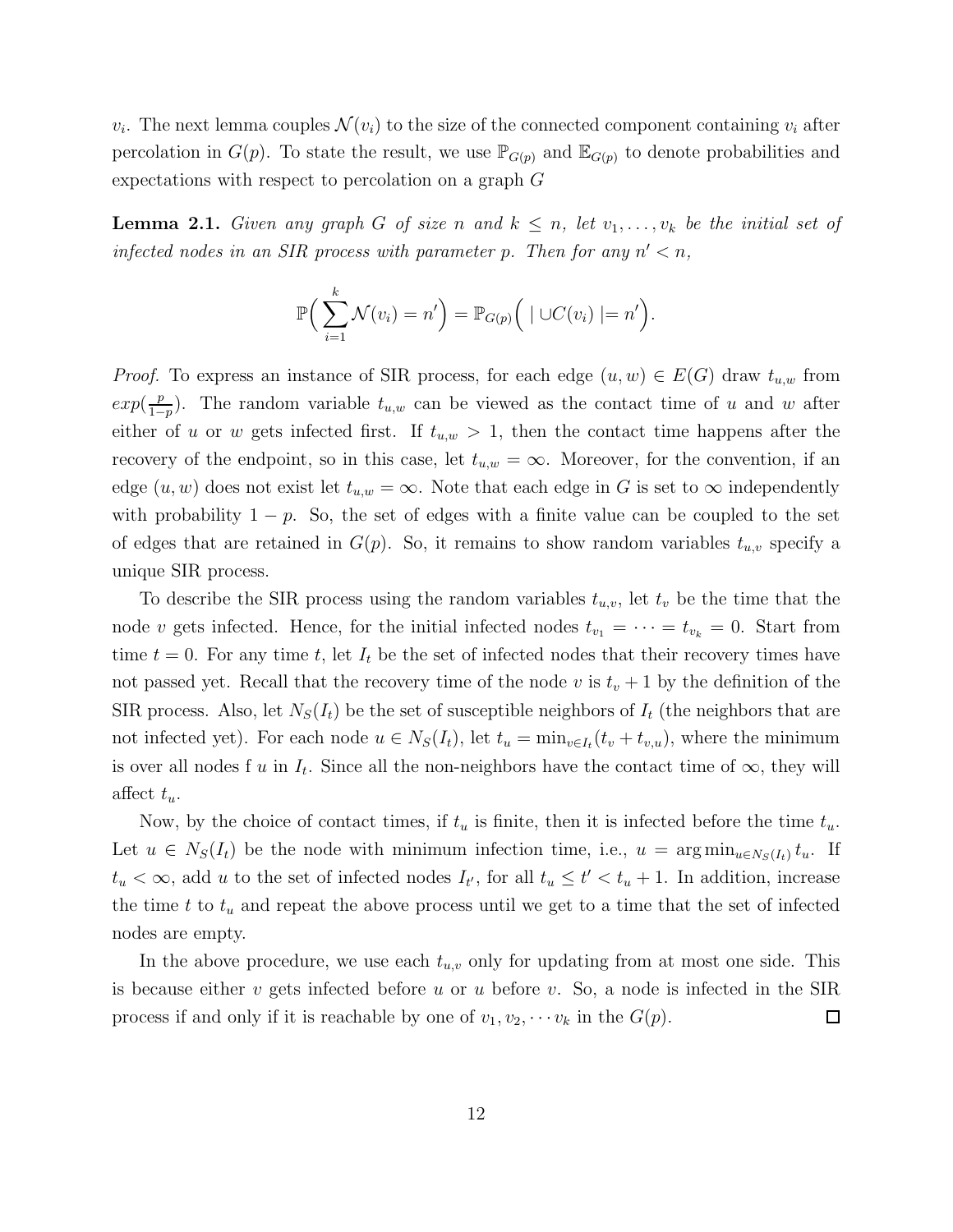$v_i$. The next lemma couples $\mathcal{N}(v_i)$ to the size of the connected component containing $v_i$ after percolation in $G(p)$. To state the result, we use $\mathbb{P}_{G(p)}$ and $\mathbb{E}_{G(p)}$ to denote probabilities and expectations with respect to percolation on a graph $G$

**Lemma 2.1.** *Given any graph $G$ of size $n$ and $k \leq n$, let $v_1, \ldots, v_k$ be the initial set of infected nodes in an SIR process with parameter $p$. Then for any $n' < n$,*

$$\mathbb{P}\Big( \sum_{i=1}^{k} \mathcal{N}(v_i) = n' \Big) = \mathbb{P}_{G(p)}\Big( \mid \cup C(v_i) \mid = n' \Big).$$

*Proof.* To express an instance of SIR process, for each edge $(u, w) \in E(G)$ draw $t_{u,w}$ from $exp(\frac{p}{1-p})$. The random variable $t_{u,w}$ can be viewed as the contact time of $u$ and $w$ after either of $u$ or $w$ gets infected first. If $t_{u,w} > 1$, then the contact time happens after the recovery of the endpoint, so in this case, let $t_{u,w} = \infty$. Moreover, for the convention, if an edge $(u, w)$ does not exist let $t_{u,w} = \infty$. Note that each edge in $G$ is set to $\infty$ independently with probability $1 - p$. So, the set of edges with a finite value can be coupled to the set of edges that are retained in $G(p)$. So, it remains to show random variables $t_{u,v}$ specify a unique SIR process.

To describe the SIR process using the random variables $t_{u,v}$, let $t_v$ be the time that the node $v$ gets infected. Hence, for the initial infected nodes $t_{v_1} = \cdots = t_{v_k} = 0$. Start from time $t = 0$. For any time $t$, let $I_t$ be the set of infected nodes that their recovery times have not passed yet. Recall that the recovery time of the node $v$ is $t_v + 1$ by the definition of the SIR process. Also, let $N_S(I_t)$ be the set of susceptible neighbors of $I_t$ (the neighbors that are not infected yet). For each node $u \in N_S(I_t)$, let $t_u = \min_{v \in I_t}(t_v + t_{v,u})$, where the minimum is over all nodes f $u$ in $I_t$. Since all the non-neighbors have the contact time of $\infty$, they will affect $t_u$.

Now, by the choice of contact times, if $t_u$ is finite, then it is infected before the time $t_u$. Let $u \in N_S(I_t)$ be the node with minimum infection time, i.e., $u = \arg\min_{u \in N_S(I_t)} t_u$. If $t_u < \infty$, add $u$ to the set of infected nodes $I_{t'}$, for all $t_u \leq t' < t_u + 1$. In addition, increase the time $t$ to $t_u$ and repeat the above process until we get to a time that the set of infected nodes are empty.

In the above procedure, we use each $t_{u,v}$ only for updating from at most one side. This is because either $v$ gets infected before $u$ or $u$ before $v$. So, a node is infected in the SIR process if and only if it is reachable by one of $v_1, v_2, \cdots v_k$ in the $G(p)$. $\square$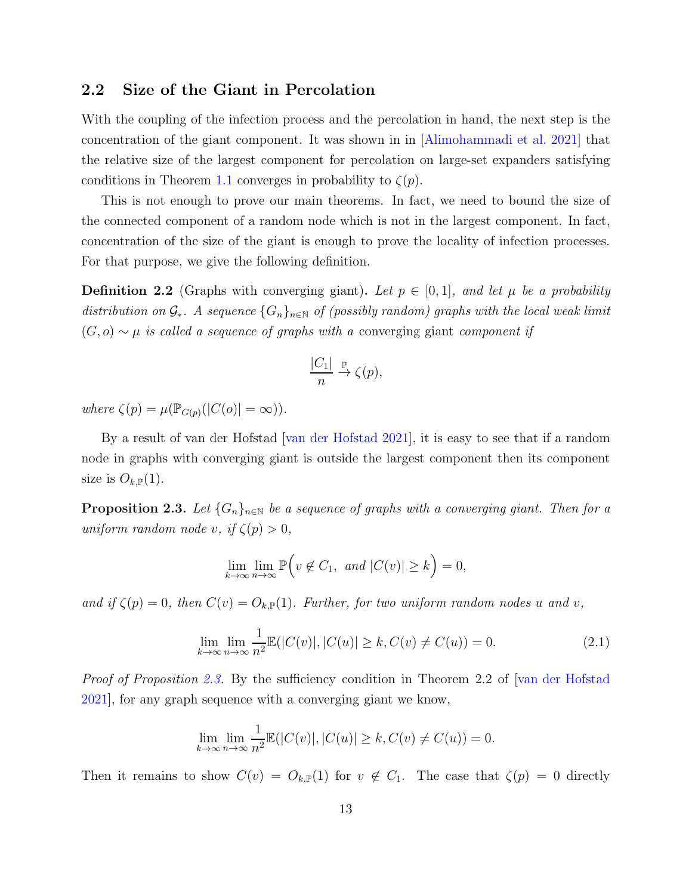## 2.2 Size of the Giant in Percolation

With the coupling of the infection process and the percolation in hand, the next step is the concentration of the giant component. It was shown in in [Alimohammadi et al. 2021] that the relative size of the largest component for percolation on large-set expanders satisfying conditions in Theorem 1.1 converges in probability to $\zeta(p)$.

This is not enough to prove our main theorems. In fact, we need to bound the size of the connected component of a random node which is not in the largest component. In fact, concentration of the size of the giant is enough to prove the locality of infection processes. For that purpose, we give the following definition.

**Definition 2.2** (Graphs with converging giant)**.** *Let $p \in [0, 1]$, and let $\mu$ be a probability distribution on $\mathcal{G}_*$. A sequence $\{G_n\}_{n\in\mathbb{N}}$ of (possibly random) graphs with the local weak limit $(G, o) \sim \mu$ is called a sequence of graphs with a* converging giant *component if*

$$\frac{|C_1|}{n} \xrightarrow{\mathbb{P}} \zeta(p),$$

*where $\zeta(p) = \mu(\mathbb{P}_{G(p)}(|C(o)| = \infty))$.*

By a result of van der Hofstad [van der Hofstad 2021], it is easy to see that if a random node in graphs with converging giant is outside the largest component then its component size is $O_{k,\mathbb{P}}(1)$.

**Proposition 2.3.** *Let $\{G_n\}_{n\in\mathbb{N}}$ be a sequence of graphs with a converging giant. Then for a uniform random node $v$, if $\zeta(p) > 0$,*

$$\lim_{k\to\infty} \lim_{n\to\infty} \mathbb{P}\Big(v \notin C_1, \text{ and } |C(v)| \geq k\Big) = 0,$$

*and if $\zeta(p) = 0$, then $C(v) = O_{k,\mathbb{P}}(1)$. Further, for two uniform random nodes $u$ and $v$,*

$$\lim_{k\to\infty} \lim_{n\to\infty} \frac{1}{n^2}\mathbb{E}(|C(v)|, |C(u)| \geq k, C(v) \neq C(u)) = 0. \tag{2.1}$$

*Proof of Proposition 2.3.* By the sufficiency condition in Theorem 2.2 of [van der Hofstad 2021], for any graph sequence with a converging giant we know,

$$\lim_{k\to\infty} \lim_{n\to\infty} \frac{1}{n^2}\mathbb{E}(|C(v)|, |C(u)| \geq k, C(v) \neq C(u)) = 0.$$

Then it remains to show $C(v) = O_{k,\mathbb{P}}(1)$ for $v \notin C_1$. The case that $\zeta(p) = 0$ directly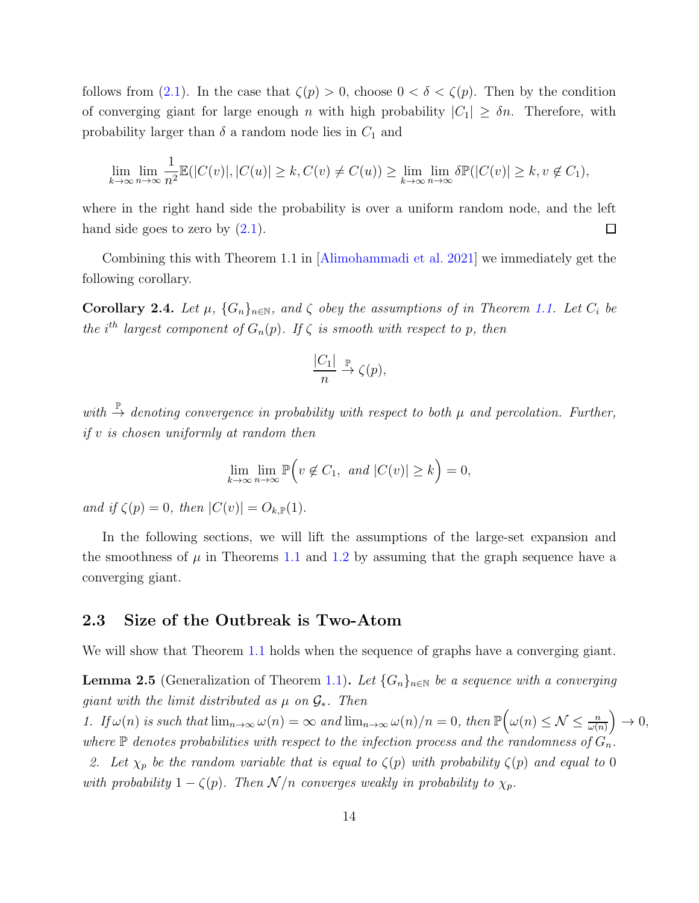follows from (2.1). In the case that $\zeta(p) > 0$, choose $0 < \delta < \zeta(p)$. Then by the condition of converging giant for large enough $n$ with high probability $|C_1| \geq \delta n$. Therefore, with probability larger than $\delta$ a random node lies in $C_1$ and

$$\lim_{k\to\infty}\lim_{n\to\infty}\frac{1}{n^2}\mathbb{E}(|C(v)|, |C(u)| \geq k, C(v) \neq C(u)) \geq \lim_{k\to\infty}\lim_{n\to\infty}\delta\mathbb{P}(|C(v)| \geq k, v \notin C_1),$$

where in the right hand side the probability is over a uniform random node, and the left hand side goes to zero by (2.1). ◻

Combining this with Theorem 1.1 in [Alimohammadi et al. 2021] we immediately get the following corollary.

**Corollary 2.4.** *Let $\mu$, $\{G_n\}_{n\in\mathbb{N}}$, and $\zeta$ obey the assumptions of in Theorem 1.1. Let $C_i$ be the $i^{th}$ largest component of $G_n(p)$. If $\zeta$ is smooth with respect to $p$, then*

$$\frac{|C_1|}{n} \xrightarrow{\mathbb{P}} \zeta(p),$$

*with $\xrightarrow{\mathbb{P}}$ denoting convergence in probability with respect to both $\mu$ and percolation. Further, if $v$ is chosen uniformly at random then*

$$\lim_{k\to\infty}\lim_{n\to\infty}\mathbb{P}\Big(v \notin C_1, \text{ and } |C(v)| \geq k\Big) = 0,$$

*and if $\zeta(p) = 0$, then $|C(v)| = O_{k,\mathbb{P}}(1)$.*

In the following sections, we will lift the assumptions of the large-set expansion and the smoothness of $\mu$ in Theorems 1.1 and 1.2 by assuming that the graph sequence have a converging giant.

## 2.3 Size of the Outbreak is Two-Atom

We will show that Theorem 1.1 holds when the sequence of graphs have a converging giant.

**Lemma 2.5** (Generalization of Theorem 1.1)**.** *Let $\{G_n\}_{n\in\mathbb{N}}$ be a sequence with a converging giant with the limit distributed as $\mu$ on $\mathcal{G}_*$. Then*

*1. If $\omega(n)$ is such that $\lim_{n\to\infty}\omega(n) = \infty$ and $\lim_{n\to\infty}\omega(n)/n = 0$, then $\mathbb{P}\Big(\omega(n) \leq \mathcal{N} \leq \frac{n}{\omega(n)}\Big) \to 0$, where $\mathbb{P}$ denotes probabilities with respect to the infection process and the randomness of $G_n$.*

*2. Let $\chi_p$ be the random variable that is equal to $\zeta(p)$ with probability $\zeta(p)$ and equal to $0$ with probability $1-\zeta(p)$. Then $\mathcal{N}/n$ converges weakly in probability to $\chi_p$.*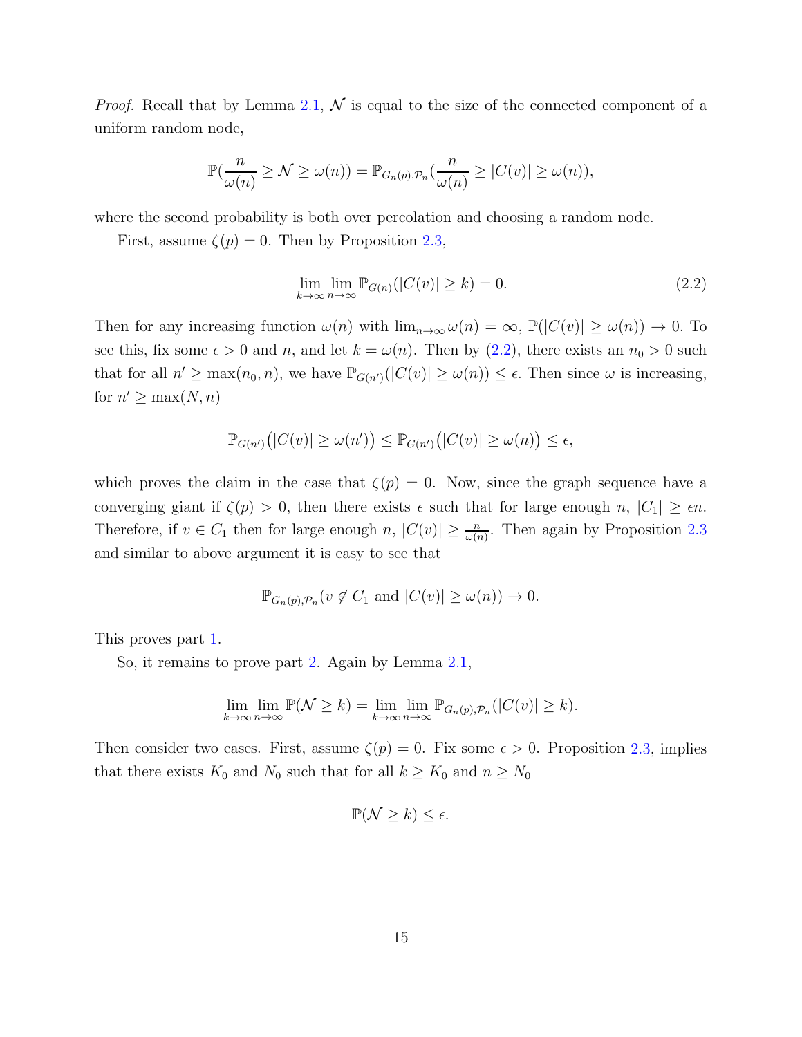*Proof.* Recall that by Lemma 2.1, $\mathcal{N}$ is equal to the size of the connected component of a uniform random node,

$$\mathbb{P}(\frac{n}{\omega(n)} \geq \mathcal{N} \geq \omega(n)) = \mathbb{P}_{G_n(p),\mathcal{P}_n}(\frac{n}{\omega(n)} \geq |C(v)| \geq \omega(n)),$$

where the second probability is both over percolation and choosing a random node.

First, assume $\zeta(p) = 0$. Then by Proposition 2.3,

$$\lim_{k\to\infty}\lim_{n\to\infty} \mathbb{P}_{G(n)}(|C(v)| \geq k) = 0. \tag{2.2}$$

Then for any increasing function $\omega(n)$ with $\lim_{n\to\infty}\omega(n) = \infty$, $\mathbb{P}(|C(v)| \geq \omega(n)) \to 0$. To see this, fix some $\epsilon > 0$ and $n$, and let $k = \omega(n)$. Then by (2.2), there exists an $n_0 > 0$ such that for all $n' \geq \max(n_0, n)$, we have $\mathbb{P}_{G(n')}(|C(v)| \geq \omega(n)) \leq \epsilon$. Then since $\omega$ is increasing, for $n' \geq \max(N, n)$

$$\mathbb{P}_{G(n')}\big(|C(v)| \geq \omega(n')\big) \leq \mathbb{P}_{G(n')}\big(|C(v)| \geq \omega(n)\big) \leq \epsilon,$$

which proves the claim in the case that $\zeta(p) = 0$. Now, since the graph sequence have a converging giant if $\zeta(p) > 0$, then there exists $\epsilon$ such that for large enough $n$, $|C_1| \geq \epsilon n$. Therefore, if $v \in C_1$ then for large enough $n$, $|C(v)| \geq \frac{n}{\omega(n)}$. Then again by Proposition 2.3 and similar to above argument it is easy to see that

$$\mathbb{P}_{G_n(p),\mathcal{P}_n}(v \notin C_1 \text{ and } |C(v)| \geq \omega(n)) \to 0.$$

This proves part 1.

So, it remains to prove part 2. Again by Lemma 2.1,

$$\lim_{k\to\infty}\lim_{n\to\infty} \mathbb{P}(\mathcal{N} \geq k) = \lim_{k\to\infty}\lim_{n\to\infty} \mathbb{P}_{G_n(p),\mathcal{P}_n}(|C(v)| \geq k).$$

Then consider two cases. First, assume $\zeta(p) = 0$. Fix some $\epsilon > 0$. Proposition 2.3, implies that there exists $K_0$ and $N_0$ such that for all $k \geq K_0$ and $n \geq N_0$

$$\mathbb{P}(\mathcal{N} \geq k) \leq \epsilon.$$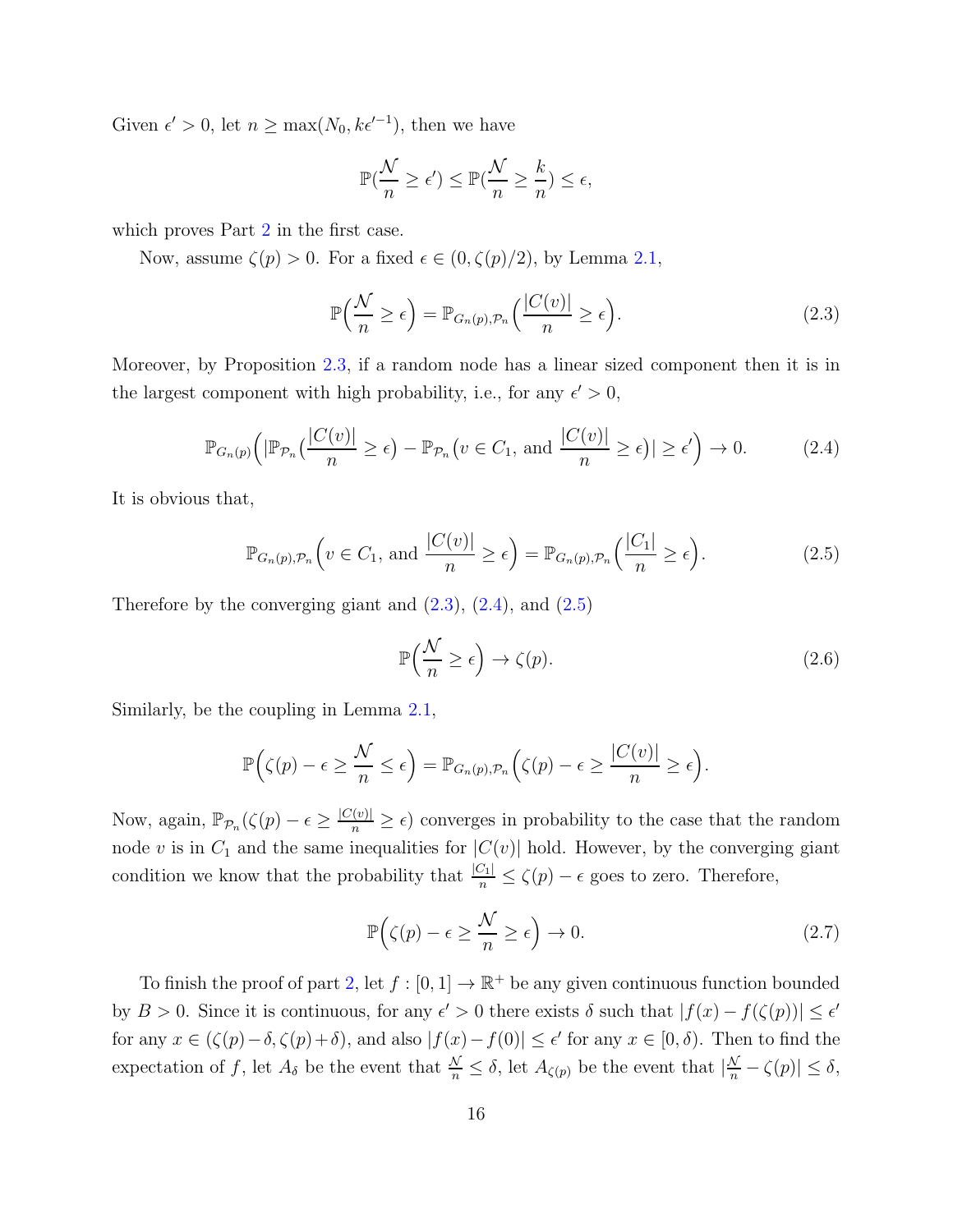Given $\epsilon' > 0$, let $n \geq \max(N_0, k\epsilon'^{-1})$, then we have

$$\mathbb{P}(\frac{\mathcal{N}}{n} \geq \epsilon') \leq \mathbb{P}(\frac{\mathcal{N}}{n} \geq \frac{k}{n}) \leq \epsilon,$$

which proves Part 2 in the first case.

Now, assume $\zeta(p) > 0$. For a fixed $\epsilon \in (0, \zeta(p)/2)$, by Lemma 2.1,

$$\mathbb{P}\Big(\frac{\mathcal{N}}{n} \geq \epsilon\Big) = \mathbb{P}_{G_n(p), \mathcal{P}_n}\Big(\frac{|C(v)|}{n} \geq \epsilon\Big). \tag{2.3}$$

Moreover, by Proposition 2.3, if a random node has a linear sized component then it is in the largest component with high probability, i.e., for any $\epsilon' > 0$,

$$\mathbb{P}_{G_n(p)}\Big(\big|\mathbb{P}_{\mathcal{P}_n}\big(\frac{|C(v)|}{n} \geq \epsilon\big) - \mathbb{P}_{\mathcal{P}_n}\big(v \in C_1, \text{ and } \frac{|C(v)|}{n} \geq \epsilon\big)\big| \geq \epsilon'\Big) \to 0. \tag{2.4}$$

It is obvious that,

$$\mathbb{P}_{G_n(p), \mathcal{P}_n}\Big(v \in C_1, \text{ and } \frac{|C(v)|}{n} \geq \epsilon\Big) = \mathbb{P}_{G_n(p), \mathcal{P}_n}\Big(\frac{|C_1|}{n} \geq \epsilon\Big). \tag{2.5}$$

Therefore by the converging giant and (2.3), (2.4), and (2.5)

$$\mathbb{P}\Big(\frac{\mathcal{N}}{n} \geq \epsilon\Big) \to \zeta(p). \tag{2.6}$$

Similarly, be the coupling in Lemma 2.1,

$$\mathbb{P}\Big(\zeta(p) - \epsilon \geq \frac{\mathcal{N}}{n} \leq \epsilon\Big) = \mathbb{P}_{G_n(p), \mathcal{P}_n}\Big(\zeta(p) - \epsilon \geq \frac{|C(v)|}{n} \geq \epsilon\Big).$$

Now, again, $\mathbb{P}_{\mathcal{P}_n}(\zeta(p) - \epsilon \geq \frac{|C(v)|}{n} \geq \epsilon)$ converges in probability to the case that the random node $v$ is in $C_1$ and the same inequalities for $|C(v)|$ hold. However, by the converging giant condition we know that the probability that $\frac{|C_1|}{n} \leq \zeta(p) - \epsilon$ goes to zero. Therefore,

$$\mathbb{P}\Big(\zeta(p) - \epsilon \geq \frac{\mathcal{N}}{n} \geq \epsilon\Big) \to 0. \tag{2.7}$$

To finish the proof of part 2, let $f : [0, 1] \to \mathbb{R}^+$ be any given continuous function bounded by $B > 0$. Since it is continuous, for any $\epsilon' > 0$ there exists $\delta$ such that $|f(x) - f(\zeta(p))| \leq \epsilon'$ for any $x \in (\zeta(p) - \delta, \zeta(p) + \delta)$, and also $|f(x) - f(0)| \leq \epsilon'$ for any $x \in [0, \delta)$. Then to find the expectation of $f$, let $A_\delta$ be the event that $\frac{\mathcal{N}}{n} \leq \delta$, let $A_{\zeta(p)}$ be the event that $|\frac{\mathcal{N}}{n} - \zeta(p)| \leq \delta$,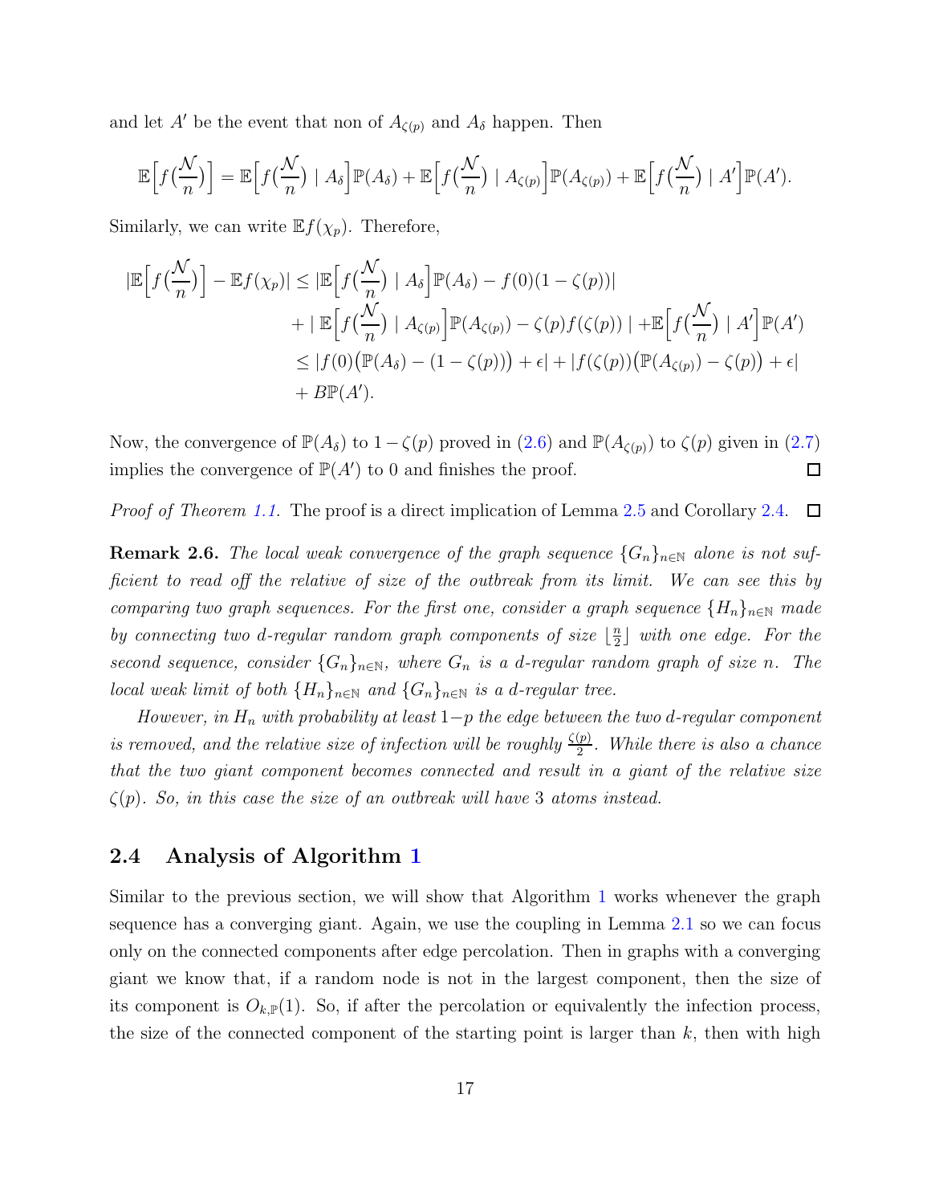and let $A'$ be the event that non of $A_{\zeta(p)}$ and $A_\delta$ happen. Then

$$\mathbb{E}\Big[f\big(\frac{\mathcal{N}}{n}\big)\Big] = \mathbb{E}\Big[f\big(\frac{\mathcal{N}}{n}\big) \mid A_\delta\Big]\mathbb{P}(A_\delta) + \mathbb{E}\Big[f\big(\frac{\mathcal{N}}{n}\big) \mid A_{\zeta(p)}\Big]\mathbb{P}(A_{\zeta(p)}) + \mathbb{E}\Big[f\big(\frac{\mathcal{N}}{n}\big) \mid A'\Big]\mathbb{P}(A').$$

Similarly, we can write $\mathbb{E}f(\chi_p)$. Therefore,

$$\begin{aligned}
|\mathbb{E}\Big[f\big(\frac{\mathcal{N}}{n}\big)\Big] - \mathbb{E}f(\chi_p)| &\leq |\mathbb{E}\Big[f\big(\frac{\mathcal{N}}{n}\big) \mid A_\delta\Big]\mathbb{P}(A_\delta) - f(0)(1-\zeta(p))| \\
&\quad + |\ \mathbb{E}\Big[f\big(\frac{\mathcal{N}}{n}\big) \mid A_{\zeta(p)}\Big]\mathbb{P}(A_{\zeta(p)}) - \zeta(p)f(\zeta(p))\ | + \mathbb{E}\Big[f\big(\frac{\mathcal{N}}{n}\big) \mid A'\Big]\mathbb{P}(A') \\
&\leq |f(0)\big(\mathbb{P}(A_\delta) - (1-\zeta(p))\big) + \epsilon| + |f(\zeta(p))\big(\mathbb{P}(A_{\zeta(p)}) - \zeta(p)\big) + \epsilon| \\
&\quad + B\mathbb{P}(A').
\end{aligned}$$

Now, the convergence of $\mathbb{P}(A_\delta)$ to $1-\zeta(p)$ proved in (2.6) and $\mathbb{P}(A_{\zeta(p)})$ to $\zeta(p)$ given in (2.7) implies the convergence of $\mathbb{P}(A')$ to 0 and finishes the proof. □

*Proof of Theorem 1.1.* The proof is a direct implication of Lemma 2.5 and Corollary 2.4. □

**Remark 2.6.** *The local weak convergence of the graph sequence $\{G_n\}_{n\in\mathbb{N}}$ alone is not sufficient to read off the relative of size of the outbreak from its limit. We can see this by comparing two graph sequences. For the first one, consider a graph sequence $\{H_n\}_{n\in\mathbb{N}}$ made by connecting two d-regular random graph components of size $\lfloor \frac{n}{2} \rfloor$ with one edge. For the second sequence, consider $\{G_n\}_{n\in\mathbb{N}}$, where $G_n$ is a d-regular random graph of size n. The local weak limit of both $\{H_n\}_{n\in\mathbb{N}}$ and $\{G_n\}_{n\in\mathbb{N}}$ is a d-regular tree.*

*However, in $H_n$ with probability at least $1-p$ the edge between the two d-regular component is removed, and the relative size of infection will be roughly $\frac{\zeta(p)}{2}$. While there is also a chance that the two giant component becomes connected and result in a giant of the relative size $\zeta(p)$. So, in this case the size of an outbreak will have 3 atoms instead.*

### 2.4 Analysis of Algorithm 1

Similar to the previous section, we will show that Algorithm 1 works whenever the graph sequence has a converging giant. Again, we use the coupling in Lemma 2.1 so we can focus only on the connected components after edge percolation. Then in graphs with a converging giant we know that, if a random node is not in the largest component, then the size of its component is $O_{k,\mathbb{P}}(1)$. So, if after the percolation or equivalently the infection process, the size of the connected component of the starting point is larger than $k$, then with high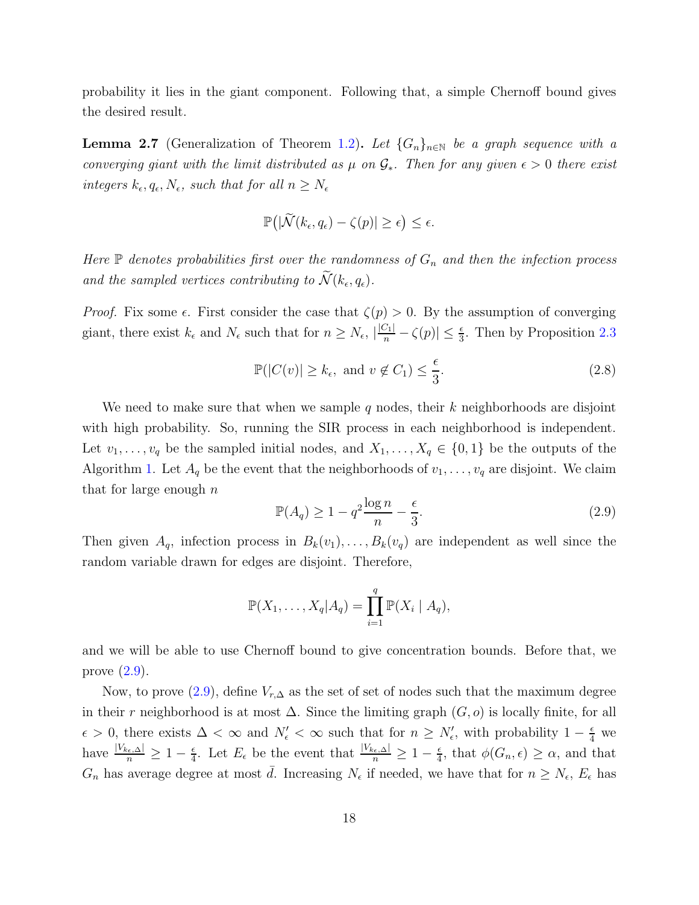probability it lies in the giant component. Following that, a simple Chernoff bound gives the desired result.

**Lemma 2.7** (Generalization of Theorem 1.2)**.** *Let $\{G_n\}_{n\in\mathbb{N}}$ be a graph sequence with a converging giant with the limit distributed as $\mu$ on $\mathcal{G}_*$. Then for any given $\epsilon > 0$ there exist integers $k_\epsilon, q_\epsilon, N_\epsilon$, such that for all $n \geq N_\epsilon$*

$$\mathbb{P}\big(|\widetilde{\mathcal{N}}(k_\epsilon, q_\epsilon) - \zeta(p)| \geq \epsilon\big) \leq \epsilon.$$

*Here $\mathbb{P}$ denotes probabilities first over the randomness of $G_n$ and then the infection process and the sampled vertices contributing to $\widetilde{\mathcal{N}}(k_\epsilon, q_\epsilon)$.*

*Proof.* Fix some $\epsilon$. First consider the case that $\zeta(p) > 0$. By the assumption of converging giant, there exist $k_\epsilon$ and $N_\epsilon$ such that for $n \geq N_\epsilon$, $|\frac{|C_1|}{n} - \zeta(p)| \leq \frac{\epsilon}{3}$. Then by Proposition 2.3

$$\mathbb{P}(|C(v)| \geq k_\epsilon, \text{ and } v \notin C_1) \leq \frac{\epsilon}{3}. \tag{2.8}$$

We need to make sure that when we sample $q$ nodes, their $k$ neighborhoods are disjoint with high probability. So, running the SIR process in each neighborhood is independent. Let $v_1, \ldots, v_q$ be the sampled initial nodes, and $X_1, \ldots, X_q \in \{0, 1\}$ be the outputs of the Algorithm 1. Let $A_q$ be the event that the neighborhoods of $v_1, \ldots, v_q$ are disjoint. We claim that for large enough $n$

$$\mathbb{P}(A_q) \geq 1 - q^2 \frac{\log n}{n} - \frac{\epsilon}{3}. \tag{2.9}$$

Then given $A_q$, infection process in $B_k(v_1), \ldots, B_k(v_q)$ are independent as well since the random variable drawn for edges are disjoint. Therefore,

$$\mathbb{P}(X_1, \ldots, X_q | A_q) = \prod_{i=1}^{q} \mathbb{P}(X_i \mid A_q),$$

and we will be able to use Chernoff bound to give concentration bounds. Before that, we prove (2.9).

Now, to prove (2.9), define $V_{r,\Delta}$ as the set of set of nodes such that the maximum degree in their $r$ neighborhood is at most $\Delta$. Since the limiting graph $(G, o)$ is locally finite, for all $\epsilon > 0$, there exists $\Delta < \infty$ and $N'_\epsilon < \infty$ such that for $n \geq N'_\epsilon$, with probability $1 - \frac{\epsilon}{4}$ we have $\frac{|V_{k_\epsilon,\Delta}|}{n} \geq 1 - \frac{\epsilon}{4}$. Let $E_\epsilon$ be the event that $\frac{|V_{k_\epsilon,\Delta}|}{n} \geq 1 - \frac{\epsilon}{4}$, that $\phi(G_n, \epsilon) \geq \alpha$, and that $G_n$ has average degree at most $\bar{d}$. Increasing $N_\epsilon$ if needed, we have that for $n \geq N_\epsilon$, $E_\epsilon$ has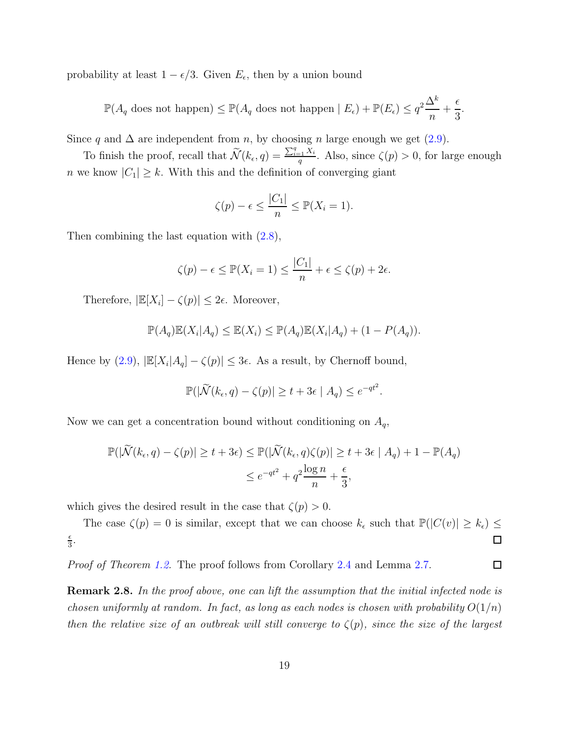probability at least $1-\epsilon/3$. Given $E_\epsilon$, then by a union bound

$$\mathbb{P}(A_q \text{ does not happen}) \leq \mathbb{P}(A_q \text{ does not happen} \mid E_\epsilon) + \mathbb{P}(E_\epsilon) \leq q^2\frac{\Delta^k}{n} + \frac{\epsilon}{3}.$$

Since $q$ and $\Delta$ are independent from $n$, by choosing $n$ large enough we get (2.9).

To finish the proof, recall that $\widetilde{\mathcal{N}}(k_\epsilon, q) = \frac{\sum_{i=1}^q X_i}{q}$. Also, since $\zeta(p) > 0$, for large enough $n$ we know $|C_1| \geq k$. With this and the definition of converging giant

$$\zeta(p) - \epsilon \leq \frac{|C_1|}{n} \leq \mathbb{P}(X_i = 1).$$

Then combining the last equation with (2.8),

$$\zeta(p) - \epsilon \leq \mathbb{P}(X_i = 1) \leq \frac{|C_1|}{n} + \epsilon \leq \zeta(p) + 2\epsilon.$$

Therefore, $|\mathbb{E}[X_i] - \zeta(p)| \leq 2\epsilon$. Moreover,

$$\mathbb{P}(A_q)\mathbb{E}(X_i|A_q) \leq \mathbb{E}(X_i) \leq \mathbb{P}(A_q)\mathbb{E}(X_i|A_q) + (1 - P(A_q)).$$

Hence by (2.9), $|\mathbb{E}[X_i|A_q] - \zeta(p)| \leq 3\epsilon$. As a result, by Chernoff bound,

$$\mathbb{P}(|\widetilde{\mathcal{N}}(k_\epsilon, q) - \zeta(p)| \geq t + 3\epsilon \mid A_q) \leq e^{-qt^2}.$$

Now we can get a concentration bound without conditioning on $A_q$,

$$\begin{aligned}\mathbb{P}(|\widetilde{\mathcal{N}}(k_\epsilon, q) - \zeta(p)| \geq t + 3\epsilon) &\leq \mathbb{P}(|\widetilde{\mathcal{N}}(k_\epsilon, q)\zeta(p)| \geq t + 3\epsilon \mid A_q) + 1 - \mathbb{P}(A_q) \\ &\leq e^{-qt^2} + q^2\frac{\log n}{n} + \frac{\epsilon}{3},\end{aligned}$$

which gives the desired result in the case that $\zeta(p) > 0$.

The case $\zeta(p) = 0$ is similar, except that we can choose $k_\epsilon$ such that $\mathbb{P}(|C(v)| \geq k_\epsilon) \leq \frac{\epsilon}{3}$. □

*Proof of Theorem 1.2.* The proof follows from Corollary 2.4 and Lemma 2.7. □

**Remark 2.8.** *In the proof above, one can lift the assumption that the initial infected node is chosen uniformly at random. In fact, as long as each nodes is chosen with probability $O(1/n)$ then the relative size of an outbreak will still converge to $\zeta(p)$, since the size of the largest*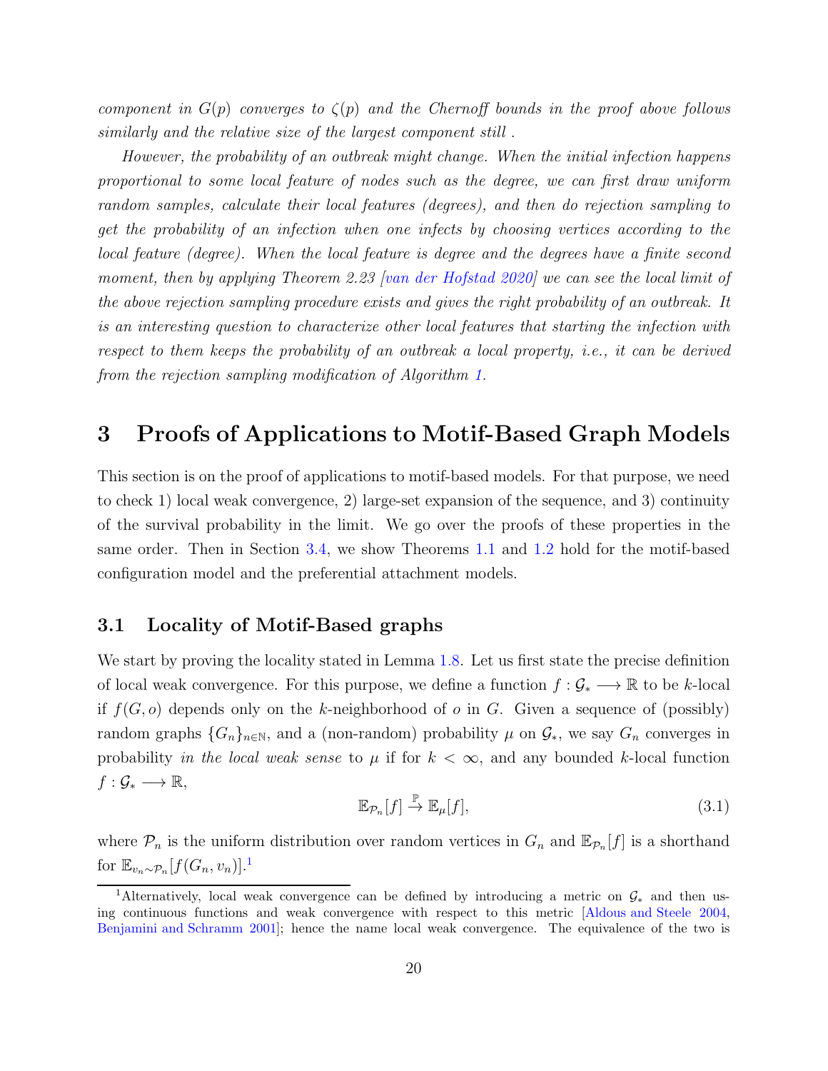*component in $G(p)$ converges to $\zeta(p)$ and the Chernoff bounds in the proof above follows similarly and the relative size of the largest component still .*

*However, the probability of an outbreak might change. When the initial infection happens proportional to some local feature of nodes such as the degree, we can first draw uniform random samples, calculate their local features (degrees), and then do rejection sampling to get the probability of an infection when one infects by choosing vertices according to the local feature (degree). When the local feature is degree and the degrees have a finite second moment, then by applying Theorem 2.23 [van der Hofstad 2020] we can see the local limit of the above rejection sampling procedure exists and gives the right probability of an outbreak. It is an interesting question to characterize other local features that starting the infection with respect to them keeps the probability of an outbreak a local property, i.e., it can be derived from the rejection sampling modification of Algorithm 1.*

## 3 Proofs of Applications to Motif-Based Graph Models

This section is on the proof of applications to motif-based models. For that purpose, we need to check 1) local weak convergence, 2) large-set expansion of the sequence, and 3) continuity of the survival probability in the limit. We go over the proofs of these properties in the same order. Then in Section 3.4, we show Theorems 1.1 and 1.2 hold for the motif-based configuration model and the preferential attachment models.

### 3.1 Locality of Motif-Based graphs

We start by proving the locality stated in Lemma 1.8. Let us first state the precise definition of local weak convergence. For this purpose, we define a function $f : \mathcal{G}_* \longrightarrow \mathbb{R}$ to be $k$-local if $f(G, o)$ depends only on the $k$-neighborhood of $o$ in $G$. Given a sequence of (possibly) random graphs $\{G_n\}_{n \in \mathbb{N}}$, and a (non-random) probability $\mu$ on $\mathcal{G}_*$, we say $G_n$ converges in probability *in the local weak sense* to $\mu$ if for $k < \infty$, and any bounded $k$-local function $f : \mathcal{G}_* \longrightarrow \mathbb{R}$,

$$\mathbb{E}_{\mathcal{P}_n}[f] \xrightarrow{\mathbb{P}} \mathbb{E}_\mu[f], \tag{3.1}$$

where $\mathcal{P}_n$ is the uniform distribution over random vertices in $G_n$ and $\mathbb{E}_{\mathcal{P}_n}[f]$ is a shorthand for $\mathbb{E}_{v_n \sim \mathcal{P}_n}[f(G_n, v_n)]$.[1]

[1] Alternatively, local weak convergence can be defined by introducing a metric on $\mathcal{G}_*$ and then using continuous functions and weak convergence with respect to this metric [Aldous and Steele 2004, Benjamini and Schramm 2001]; hence the name local weak convergence. The equivalence of the two is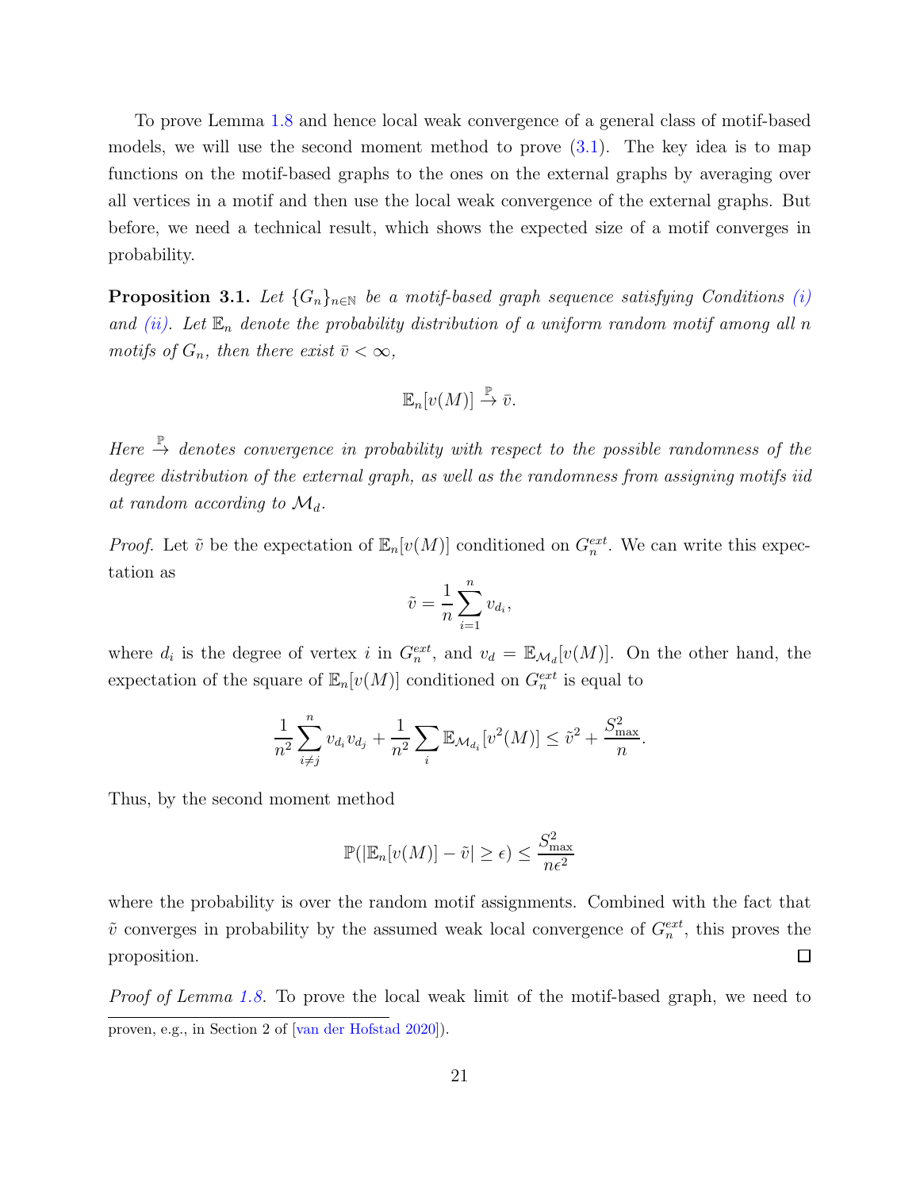To prove Lemma 1.8 and hence local weak convergence of a general class of motif-based models, we will use the second moment method to prove (3.1). The key idea is to map functions on the motif-based graphs to the ones on the external graphs by averaging over all vertices in a motif and then use the local weak convergence of the external graphs. But before, we need a technical result, which shows the expected size of a motif converges in probability.

**Proposition 3.1.** *Let $\{G_n\}_{n\in\mathbb{N}}$ be a motif-based graph sequence satisfying Conditions (i) and (ii). Let $\mathbb{E}_n$ denote the probability distribution of a uniform random motif among all $n$ motifs of $G_n$, then there exist $\bar{v} < \infty$,*

$$\mathbb{E}_n[v(M)] \xrightarrow{\mathbb{P}} \bar{v}.$$

*Here $\xrightarrow{\mathbb{P}}$ denotes convergence in probability with respect to the possible randomness of the degree distribution of the external graph, as well as the randomness from assigning motifs iid at random according to $\mathcal{M}_d$.*

*Proof.* Let $\tilde{v}$ be the expectation of $\mathbb{E}_n[v(M)]$ conditioned on $G_n^{ext}$. We can write this expectation as

$$\tilde{v} = \frac{1}{n}\sum_{i=1}^{n} v_{d_i},$$

where $d_i$ is the degree of vertex $i$ in $G_n^{ext}$, and $v_d = \mathbb{E}_{\mathcal{M}_d}[v(M)]$. On the other hand, the expectation of the square of $\mathbb{E}_n[v(M)]$ conditioned on $G_n^{ext}$ is equal to

$$\frac{1}{n^2}\sum_{i\neq j}^{n} v_{d_i}v_{d_j} + \frac{1}{n^2}\sum_{i}\mathbb{E}_{\mathcal{M}_{d_i}}[v^2(M)] \leq \tilde{v}^2 + \frac{S_{\max}^2}{n}.$$

Thus, by the second moment method

$$\mathbb{P}(|\mathbb{E}_n[v(M)] - \tilde{v}| \geq \epsilon) \leq \frac{S_{\max}^2}{n\epsilon^2}$$

where the probability is over the random motif assignments. Combined with the fact that $\tilde{v}$ converges in probability by the assumed weak local convergence of $G_n^{ext}$, this proves the proposition. ∎

*Proof of Lemma 1.8.* To prove the local weak limit of the motif-based graph, we need to

proven, e.g., in Section 2 of [van der Hofstad 2020]).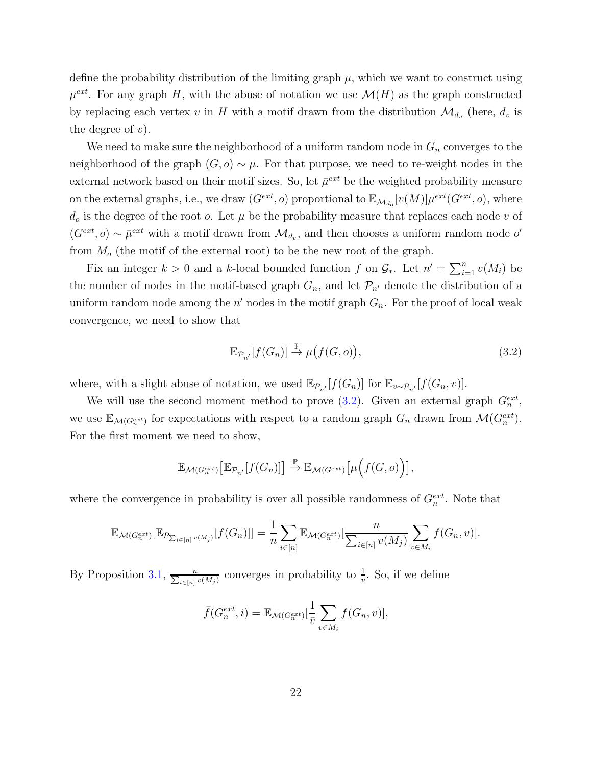define the probability distribution of the limiting graph $\mu$, which we want to construct using $\mu^{ext}$. For any graph $H$, with the abuse of notation we use $\mathcal{M}(H)$ as the graph constructed by replacing each vertex $v$ in $H$ with a motif drawn from the distribution $\mathcal{M}_{d_v}$ (here, $d_v$ is the degree of $v$).

We need to make sure the neighborhood of a uniform random node in $G_n$ converges to the neighborhood of the graph $(G, o) \sim \mu$. For that purpose, we need to re-weight nodes in the external network based on their motif sizes. So, let $\bar{\mu}^{ext}$ be the weighted probability measure on the external graphs, i.e., we draw $(G^{ext}, o)$ proportional to $\mathbb{E}_{\mathcal{M}_{d_o}}[v(M)]\mu^{ext}(G^{ext}, o)$, where $d_o$ is the degree of the root $o$. Let $\mu$ be the probability measure that replaces each node $v$ of $(G^{ext}, o) \sim \bar{\mu}^{ext}$ with a motif drawn from $\mathcal{M}_{d_v}$, and then chooses a uniform random node $o'$ from $M_o$ (the motif of the external root) to be the new root of the graph.

Fix an integer $k > 0$ and a $k$-local bounded function $f$ on $\mathcal{G}_*$. Let $n' = \sum_{i=1}^n v(M_i)$ be the number of nodes in the motif-based graph $G_n$, and let $\mathcal{P}_{n'}$ denote the distribution of a uniform random node among the $n'$ nodes in the motif graph $G_n$. For the proof of local weak convergence, we need to show that

$$\mathbb{E}_{\mathcal{P}_{n'}}[f(G_n)] \xrightarrow{\mathbb{P}} \mu\big(f(G, o)\big), \tag{3.2}$$

where, with a slight abuse of notation, we used $\mathbb{E}_{\mathcal{P}_{n'}}[f(G_n)]$ for $\mathbb{E}_{v \sim \mathcal{P}_{n'}}[f(G_n, v)]$.

We will use the second moment method to prove (3.2). Given an external graph $G_n^{ext}$, we use $\mathbb{E}_{\mathcal{M}(G_n^{ext})}$ for expectations with respect to a random graph $G_n$ drawn from $\mathcal{M}(G_n^{ext})$. For the first moment we need to show,

$$\mathbb{E}_{\mathcal{M}(G_n^{ext})}\big[\mathbb{E}_{\mathcal{P}_{n'}}[f(G_n)]\big] \xrightarrow{\mathbb{P}} \mathbb{E}_{\mathcal{M}(G^{ext})}\Big[\mu\Big(f(G, o)\Big)\Big],$$

where the convergence in probability is over all possible randomness of $G_n^{ext}$. Note that

$$\mathbb{E}_{\mathcal{M}(G_n^{ext})}[\mathbb{E}_{\mathcal{P}_{\sum_{i\in[n]} v(M_j)}}[f(G_n)]] = \frac{1}{n}\sum_{i\in[n]} \mathbb{E}_{\mathcal{M}(G_n^{ext})}[\frac{n}{\sum_{i\in[n]} v(M_j)} \sum_{v\in M_i} f(G_n, v)].$$

By Proposition 3.1, $\frac{n}{\sum_{i\in[n]} v(M_j)}$ converges in probability to $\frac{1}{\bar{v}}$. So, if we define

$$\bar{f}(G_n^{ext}, i) = \mathbb{E}_{\mathcal{M}(G_n^{ext})}[\frac{1}{\bar{v}} \sum_{v\in M_i} f(G_n, v)],$$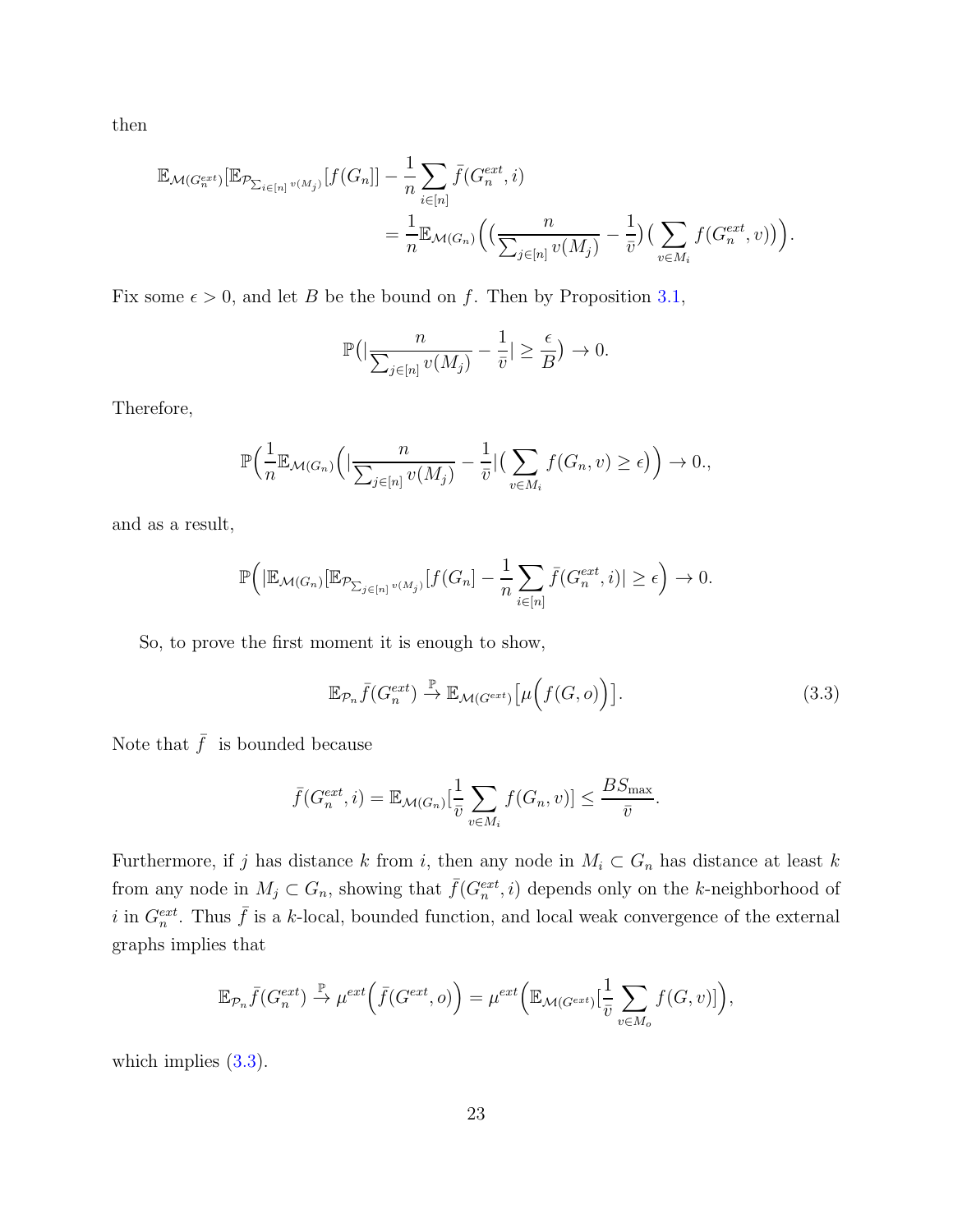then

$$\mathbb{E}_{\mathcal{M}(G_n^{ext})}[\mathbb{E}_{\mathcal{P}_{\sum_{i\in[n]}v(M_j)}}[f(G_n]] - \frac{1}{n}\sum_{i\in[n]}\bar{f}(G_n^{ext},i)$$
$$= \frac{1}{n}\mathbb{E}_{\mathcal{M}(G_n)}\Big(\big(\frac{n}{\sum_{j\in[n]}v(M_j)} - \frac{1}{\bar{v}}\big)\big(\sum_{v\in M_i}f(G_n^{ext},v)\big)\Big).$$

Fix some $\epsilon > 0$, and let $B$ be the bound on $f$. Then by Proposition 3.1,

$$\mathbb{P}\big(|\frac{n}{\sum_{j\in[n]}v(M_j)} - \frac{1}{\bar{v}}| \geq \frac{\epsilon}{B}\big) \to 0.$$

Therefore,

$$\mathbb{P}\Big(\frac{1}{n}\mathbb{E}_{\mathcal{M}(G_n)}\Big(|\frac{n}{\sum_{j\in[n]}v(M_j)} - \frac{1}{\bar{v}}|\big(\sum_{v\in M_i}f(G_n,v) \geq \epsilon\big)\Big) \to 0.,$$

and as a result,

$$\mathbb{P}\Big(|\mathbb{E}_{\mathcal{M}(G_n)}[\mathbb{E}_{\mathcal{P}_{\sum_{j\in[n]}v(M_j)}}[f(G_n] - \frac{1}{n}\sum_{i\in[n]}\bar{f}(G_n^{ext},i)| \geq \epsilon\Big) \to 0.$$

So, to prove the first moment it is enough to show,

$$\mathbb{E}_{\mathcal{P}_n}\bar{f}(G_n^{ext}) \xrightarrow{\mathbb{P}} \mathbb{E}_{\mathcal{M}(G^{ext})}\big[\mu\Big(f(G,o)\Big)\big]. \tag{3.3}$$

Note that $\bar{f}$ is bounded because

$$\bar{f}(G_n^{ext},i) = \mathbb{E}_{\mathcal{M}(G_n)}[\frac{1}{\bar{v}}\sum_{v\in M_i}f(G_n,v)] \leq \frac{BS_{\max}}{\bar{v}}.$$

Furthermore, if $j$ has distance $k$ from $i$, then any node in $M_i \subset G_n$ has distance at least $k$ from any node in $M_j \subset G_n$, showing that $\bar{f}(G_n^{ext},i)$ depends only on the $k$-neighborhood of $i$ in $G_n^{ext}$. Thus $\bar{f}$ is a $k$-local, bounded function, and local weak convergence of the external graphs implies that

$$\mathbb{E}_{\mathcal{P}_n}\bar{f}(G_n^{ext}) \xrightarrow{\mathbb{P}} \mu^{ext}\Big(\bar{f}(G^{ext},o)\Big) = \mu^{ext}\Big(\mathbb{E}_{\mathcal{M}(G^{ext})}[\frac{1}{\bar{v}}\sum_{v\in M_o}f(G,v)]\Big),$$

which implies (3.3).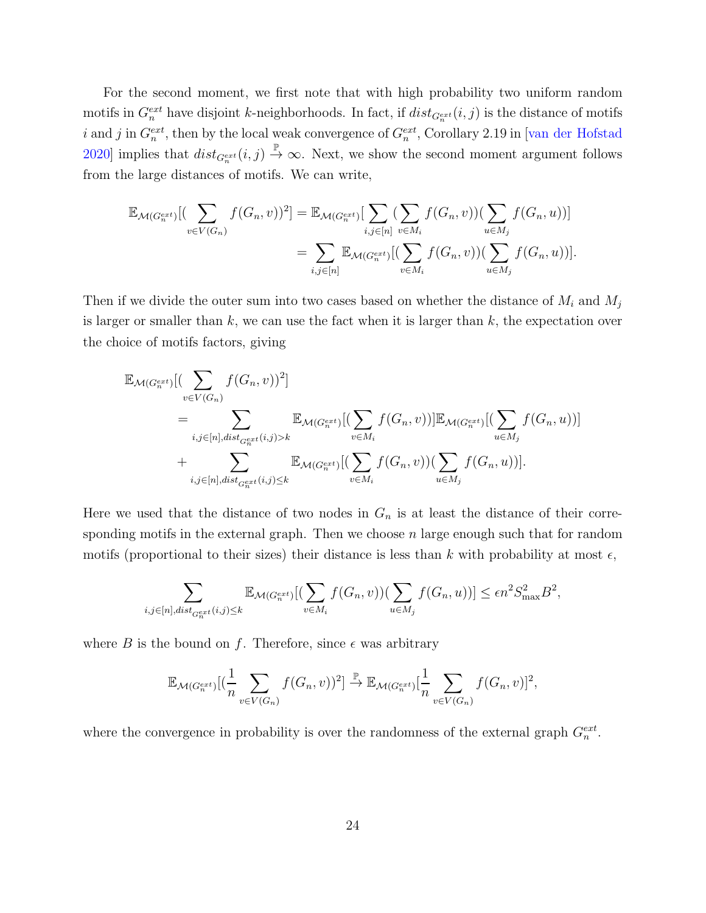For the second moment, we first note that with high probability two uniform random motifs in $G_n^{ext}$ have disjoint $k$-neighborhoods. In fact, if $dist_{G_n^{ext}}(i,j)$ is the distance of motifs $i$ and $j$ in $G_n^{ext}$, then by the local weak convergence of $G_n^{ext}$, Corollary 2.19 in [van der Hofstad 2020] implies that $dist_{G_n^{ext}}(i,j) \xrightarrow{\mathbb{P}} \infty$. Next, we show the second moment argument follows from the large distances of motifs. We can write,

$$
\begin{aligned}
\mathbb{E}_{\mathcal{M}(G_n^{ext})}[(\sum_{v \in V(G_n)} f(G_n, v))^2] &= \mathbb{E}_{\mathcal{M}(G_n^{ext})}[\sum_{i,j \in [n]} (\sum_{v \in M_i} f(G_n, v))(\sum_{u \in M_j} f(G_n, u))] \\
&= \sum_{i,j \in [n]} \mathbb{E}_{\mathcal{M}(G_n^{ext})}[(\sum_{v \in M_i} f(G_n, v))(\sum_{u \in M_j} f(G_n, u))].
\end{aligned}
$$

Then if we divide the outer sum into two cases based on whether the distance of $M_i$ and $M_j$ is larger or smaller than $k$, we can use the fact when it is larger than $k$, the expectation over the choice of motifs factors, giving

$$
\begin{aligned}
&\mathbb{E}_{\mathcal{M}(G_n^{ext})}[(\sum_{v \in V(G_n)} f(G_n, v))^2] \\
&\quad = \sum_{i,j \in [n], dist_{G_n^{ext}}(i,j) > k} \mathbb{E}_{\mathcal{M}(G_n^{ext})}[(\sum_{v \in M_i} f(G_n, v))] \mathbb{E}_{\mathcal{M}(G_n^{ext})}[(\sum_{u \in M_j} f(G_n, u))] \\
&\quad + \sum_{i,j \in [n], dist_{G_n^{ext}}(i,j) \leq k} \mathbb{E}_{\mathcal{M}(G_n^{ext})}[(\sum_{v \in M_i} f(G_n, v))(\sum_{u \in M_j} f(G_n, u))].
\end{aligned}
$$

Here we used that the distance of two nodes in $G_n$ is at least the distance of their corresponding motifs in the external graph. Then we choose $n$ large enough such that for random motifs (proportional to their sizes) their distance is less than $k$ with probability at most $\epsilon$,

$$
\sum_{i,j \in [n], dist_{G_n^{ext}}(i,j) \leq k} \mathbb{E}_{\mathcal{M}(G_n^{ext})}[(\sum_{v \in M_i} f(G_n, v))(\sum_{u \in M_j} f(G_n, u))] \leq \epsilon n^2 S_{\max}^2 B^2,
$$

where $B$ is the bound on $f$. Therefore, since $\epsilon$ was arbitrary

$$
\mathbb{E}_{\mathcal{M}(G_n^{ext})}[(\frac{1}{n} \sum_{v \in V(G_n)} f(G_n, v))^2] \xrightarrow{\mathbb{P}} \mathbb{E}_{\mathcal{M}(G_n^{ext})}[\frac{1}{n} \sum_{v \in V(G_n)} f(G_n, v)]^2,
$$

where the convergence in probability is over the randomness of the external graph $G_n^{ext}$.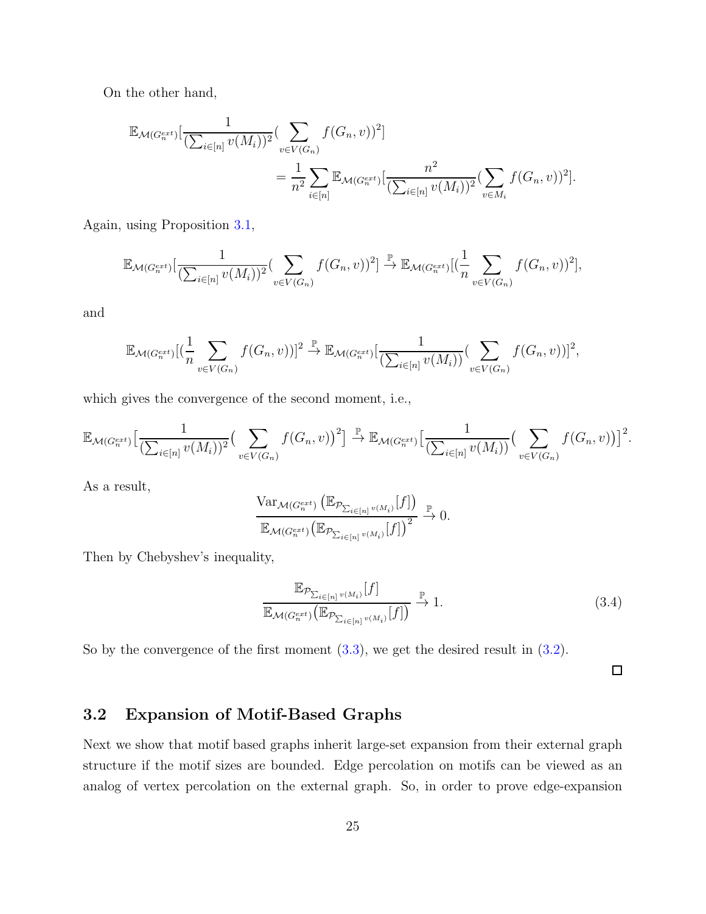On the other hand,

$$
\begin{aligned}
\mathbb{E}_{\mathcal{M}(G_n^{ext})}[\frac{1}{(\sum_{i\in[n]} v(M_i))^2}&(\sum_{v\in V(G_n)} f(G_n,v))^2] \\
&= \frac{1}{n^2}\sum_{i\in[n]} \mathbb{E}_{\mathcal{M}(G_n^{ext})}[\frac{n^2}{(\sum_{i\in[n]} v(M_i))^2}(\sum_{v\in M_i} f(G_n,v))^2].
\end{aligned}
$$

Again, using Proposition 3.1,

$$
\mathbb{E}_{\mathcal{M}(G_n^{ext})}[\frac{1}{(\sum_{i\in[n]} v(M_i))^2}(\sum_{v\in V(G_n)} f(G_n,v))^2] \xrightarrow{\mathbb{P}} \mathbb{E}_{\mathcal{M}(G_n^{ext})}[(\frac{1}{n}\sum_{v\in V(G_n)} f(G_n,v))^2],
$$

and

$$
\mathbb{E}_{\mathcal{M}(G_n^{ext})}[(\frac{1}{n}\sum_{v\in V(G_n)} f(G_n,v))]^2 \xrightarrow{\mathbb{P}} \mathbb{E}_{\mathcal{M}(G_n^{ext})}[\frac{1}{(\sum_{i\in[n]} v(M_i))}(\sum_{v\in V(G_n)} f(G_n,v))]^2,
$$

which gives the convergence of the second moment, i.e.,

$$
\mathbb{E}_{\mathcal{M}(G_n^{ext})}\big[\frac{1}{(\sum_{i\in[n]} v(M_i))^2}\big(\sum_{v\in V(G_n)} f(G_n,v)\big)^2\big] \xrightarrow{\mathbb{P}} \mathbb{E}_{\mathcal{M}(G_n^{ext})}\big[\frac{1}{(\sum_{i\in[n]} v(M_i))}\big(\sum_{v\in V(G_n)} f(G_n,v)\big)\big]^2.
$$

As a result,

$$
\frac{\mathrm{Var}_{\mathcal{M}(G_n^{ext})}\big(\mathbb{E}_{\mathcal{P}_{\sum_{i\in[n]} v(M_i)}}[f]\big)}{\mathbb{E}_{\mathcal{M}(G_n^{ext})}\big(\mathbb{E}_{\mathcal{P}_{\sum_{i\in[n]} v(M_i)}}[f]\big)^2} \xrightarrow{\mathbb{P}} 0.
$$

Then by Chebyshev's inequality,

$$
\frac{\mathbb{E}_{\mathcal{P}_{\sum_{i\in[n]} v(M_i)}}[f]}{\mathbb{E}_{\mathcal{M}(G_n^{ext})}\big(\mathbb{E}_{\mathcal{P}_{\sum_{i\in[n]} v(M_i)}}[f]\big)} \xrightarrow{\mathbb{P}} 1. \tag{3.4}
$$

So by the convergence of the first moment (3.3), we get the desired result in (3.2).

□

## 3.2 Expansion of Motif-Based Graphs

Next we show that motif based graphs inherit large-set expansion from their external graph structure if the motif sizes are bounded. Edge percolation on motifs can be viewed as an analog of vertex percolation on the external graph. So, in order to prove edge-expansion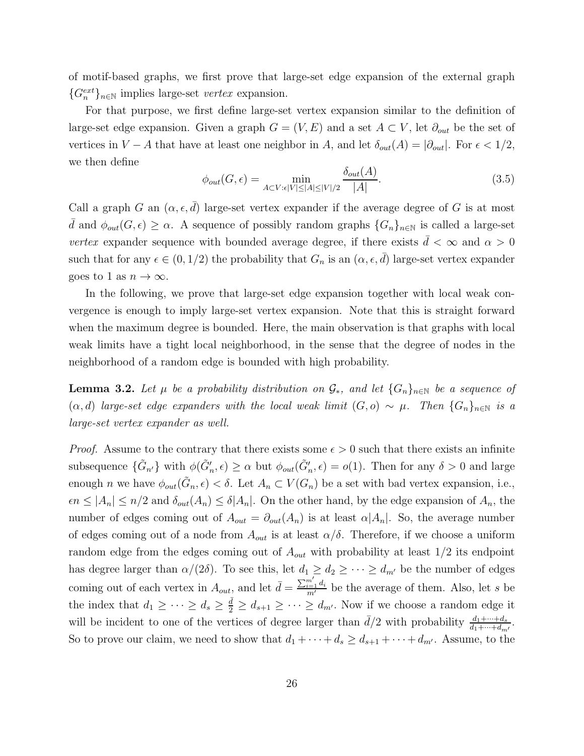of motif-based graphs, we first prove that large-set edge expansion of the external graph $\{G_n^{ext}\}_{n\in\mathbb{N}}$ implies large-set *vertex* expansion.

For that purpose, we first define large-set vertex expansion similar to the definition of large-set edge expansion. Given a graph $G = (V, E)$ and a set $A \subset V$, let $\partial_{out}$ be the set of vertices in $V - A$ that have at least one neighbor in $A$, and let $\delta_{out}(A) = |\partial_{out}|$. For $\epsilon < 1/2$, we then define

$$\phi_{out}(G, \epsilon) = \min_{A\subset V:\epsilon|V|\leq|A|\leq|V|/2} \frac{\delta_{out}(A)}{|A|}. \tag{3.5}$$

Call a graph $G$ an $(\alpha, \epsilon, \bar{d})$ large-set vertex expander if the average degree of $G$ is at most $\bar{d}$ and $\phi_{out}(G, \epsilon) \geq \alpha$. A sequence of possibly random graphs $\{G_n\}_{n\in\mathbb{N}}$ is called a large-set *vertex* expander sequence with bounded average degree, if there exists $\bar{d} < \infty$ and $\alpha > 0$ such that for any $\epsilon \in (0, 1/2)$ the probability that $G_n$ is an $(\alpha, \epsilon, \bar{d})$ large-set vertex expander goes to 1 as $n \to \infty$.

In the following, we prove that large-set edge expansion together with local weak convergence is enough to imply large-set vertex expansion. Note that this is straight forward when the maximum degree is bounded. Here, the main observation is that graphs with local weak limits have a tight local neighborhood, in the sense that the degree of nodes in the neighborhood of a random edge is bounded with high probability.

**Lemma 3.2.** *Let $\mu$ be a probability distribution on $\mathcal{G}_*$, and let $\{G_n\}_{n\in\mathbb{N}}$ be a sequence of $(\alpha, d)$ large-set edge expanders with the local weak limit $(G, o) \sim \mu$. Then $\{G_n\}_{n\in\mathbb{N}}$ is a large-set vertex expander as well.*

*Proof.* Assume to the contrary that there exists some $\epsilon > 0$ such that there exists an infinite subsequence $\{\tilde{G}_{n'}\}$ with $\phi(\tilde{G}_n', \epsilon) \geq \alpha$ but $\phi_{out}(\tilde{G}_n', \epsilon) = o(1)$. Then for any $\delta > 0$ and large enough $n$ we have $\phi_{out}(\tilde{G}_n, \epsilon) < \delta$. Let $A_n \subset V(G_n)$ be a set with bad vertex expansion, i.e., $\epsilon n \leq |A_n| \leq n/2$ and $\delta_{out}(A_n) \leq \delta|A_n|$. On the other hand, by the edge expansion of $A_n$, the number of edges coming out of $A_{out} = \partial_{out}(A_n)$ is at least $\alpha|A_n|$. So, the average number of edges coming out of a node from $A_{out}$ is at least $\alpha/\delta$. Therefore, if we choose a uniform random edge from the edges coming out of $A_{out}$ with probability at least $1/2$ its endpoint has degree larger than $\alpha/(2\delta)$. To see this, let $d_1 \geq d_2 \geq \cdots \geq d_{m'}$ be the number of edges coming out of each vertex in $A_{out}$, and let $\bar{d} = \frac{\sum_{i=1}^{m'} d_i}{m'}$ be the average of them. Also, let $s$ be the index that $d_1 \geq \cdots \geq d_s \geq \frac{\bar{d}}{2} \geq d_{s+1} \geq \cdots \geq d_{m'}$. Now if we choose a random edge it will be incident to one of the vertices of degree larger than $\bar{d}/2$ with probability $\frac{d_1+\cdots+d_s}{d_1+\cdots+d_{m'}}$. So to prove our claim, we need to show that $d_1 + \cdots + d_s \geq d_{s+1} + \cdots + d_{m'}$. Assume, to the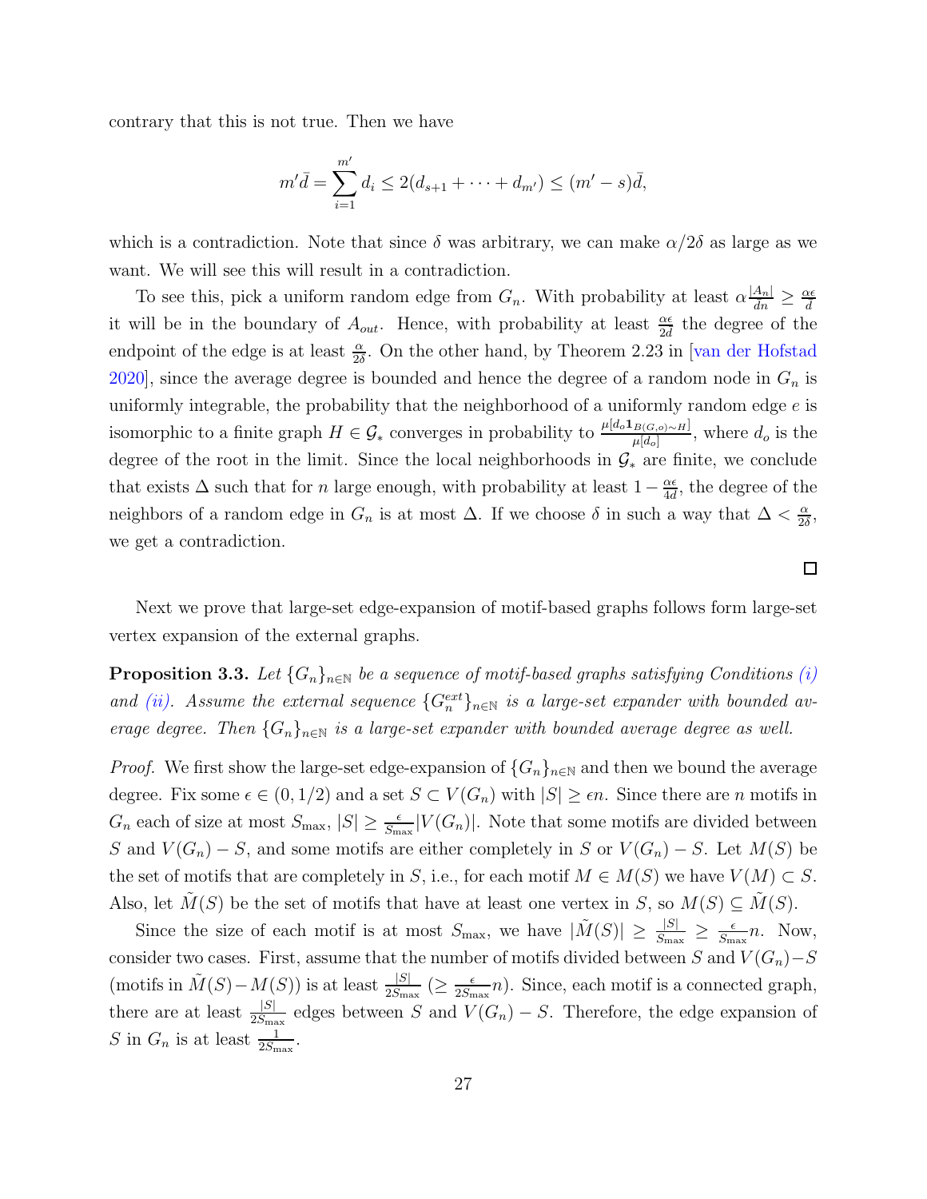contrary that this is not true. Then we have

$$m'\bar{d} = \sum_{i=1}^{m'} d_i \leq 2(d_{s+1} + \cdots + d_{m'}) \leq (m' - s)\bar{d},$$

which is a contradiction. Note that since $\delta$ was arbitrary, we can make $\alpha/2\delta$ as large as we want. We will see this will result in a contradiction.

To see this, pick a uniform random edge from $G_n$. With probability at least $\alpha\frac{|A_n|}{dn} \geq \frac{\alpha\epsilon}{d}$ it will be in the boundary of $A_{out}$. Hence, with probability at least $\frac{\alpha\epsilon}{2d}$ the degree of the endpoint of the edge is at least $\frac{\alpha}{2\delta}$. On the other hand, by Theorem 2.23 in [van der Hofstad 2020], since the average degree is bounded and hence the degree of a random node in $G_n$ is uniformly integrable, the probability that the neighborhood of a uniformly random edge $e$ is isomorphic to a finite graph $H \in \mathcal{G}_*$ converges in probability to $\frac{\mu[d_o \mathbf{1}_{B(G,o)\sim H}]}{\mu[d_o]}$, where $d_o$ is the degree of the root in the limit. Since the local neighborhoods in $\mathcal{G}_*$ are finite, we conclude that exists $\Delta$ such that for $n$ large enough, with probability at least $1 - \frac{\alpha\epsilon}{4d}$, the degree of the neighbors of a random edge in $G_n$ is at most $\Delta$. If we choose $\delta$ in such a way that $\Delta < \frac{\alpha}{2\delta}$, we get a contradiction.

□

Next we prove that large-set edge-expansion of motif-based graphs follows form large-set vertex expansion of the external graphs.

**Proposition 3.3.** *Let $\{G_n\}_{n\in\mathbb{N}}$ be a sequence of motif-based graphs satisfying Conditions (i) and (ii). Assume the external sequence $\{G_n^{ext}\}_{n\in\mathbb{N}}$ is a large-set expander with bounded average degree. Then $\{G_n\}_{n\in\mathbb{N}}$ is a large-set expander with bounded average degree as well.*

*Proof.* We first show the large-set edge-expansion of $\{G_n\}_{n\in\mathbb{N}}$ and then we bound the average degree. Fix some $\epsilon \in (0, 1/2)$ and a set $S \subset V(G_n)$ with $|S| \geq \epsilon n$. Since there are $n$ motifs in $G_n$ each of size at most $S_{\max}$, $|S| \geq \frac{\epsilon}{S_{\max}}|V(G_n)|$. Note that some motifs are divided between $S$ and $V(G_n) - S$, and some motifs are either completely in $S$ or $V(G_n) - S$. Let $M(S)$ be the set of motifs that are completely in $S$, i.e., for each motif $M \in M(S)$ we have $V(M) \subset S$. Also, let $\tilde{M}(S)$ be the set of motifs that have at least one vertex in $S$, so $M(S) \subseteq \tilde{M}(S)$.

Since the size of each motif is at most $S_{\max}$, we have $|\tilde{M}(S)| \geq \frac{|S|}{S_{\max}} \geq \frac{\epsilon}{S_{\max}}n$. Now, consider two cases. First, assume that the number of motifs divided between $S$ and $V(G_n) - S$ (motifs in $\tilde{M}(S) - M(S)$) is at least $\frac{|S|}{2S_{\max}}$ ($\geq \frac{\epsilon}{2S_{\max}}n$). Since, each motif is a connected graph, there are at least $\frac{|S|}{2S_{\max}}$ edges between $S$ and $V(G_n) - S$. Therefore, the edge expansion of $S$ in $G_n$ is at least $\frac{1}{2S_{\max}}$.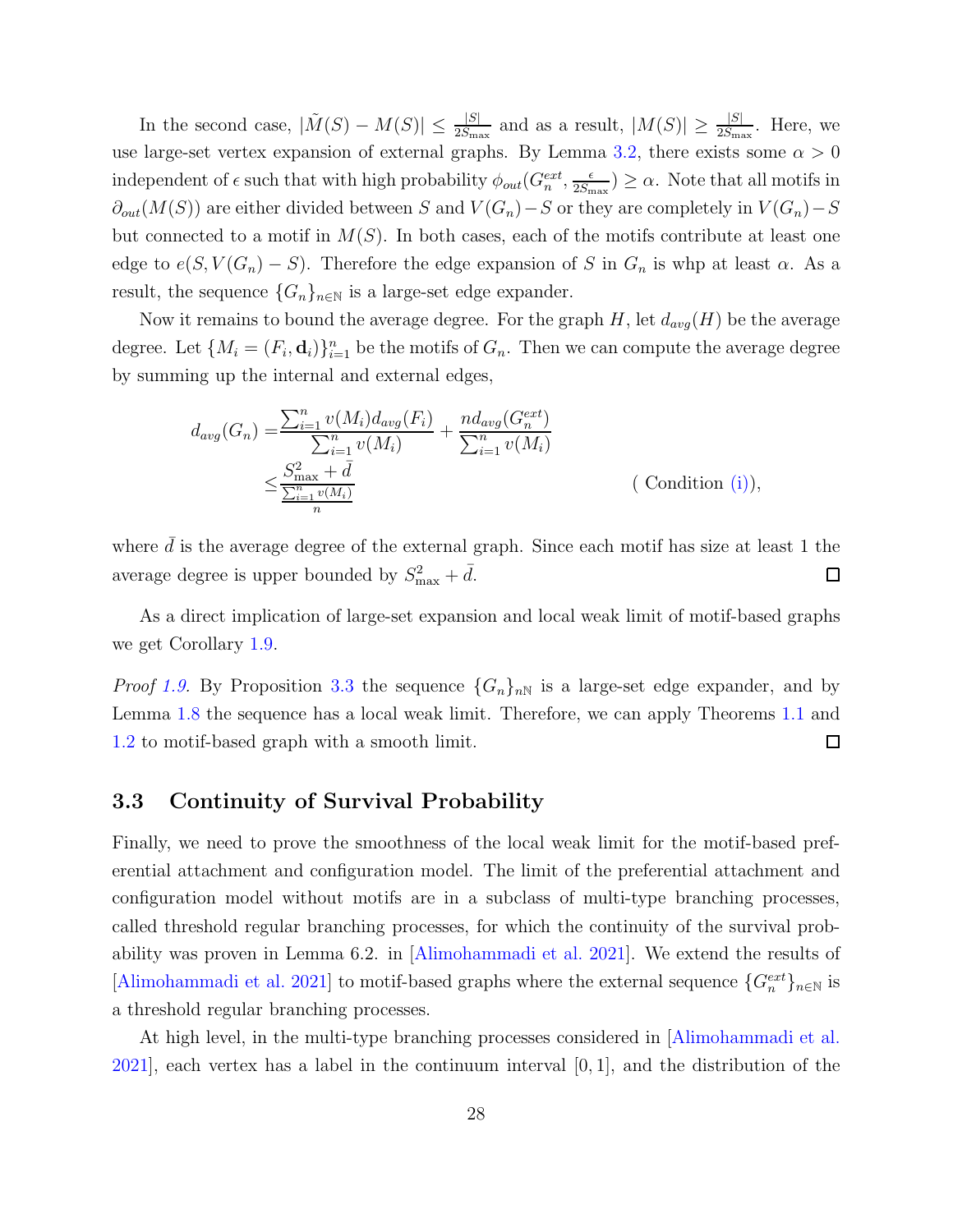In the second case, $|\tilde{M}(S) - M(S)| \leq \frac{|S|}{2S_{\max}}$ and as a result, $|M(S)| \geq \frac{|S|}{2S_{\max}}$. Here, we use large-set vertex expansion of external graphs. By Lemma 3.2, there exists some $\alpha > 0$ independent of $\epsilon$ such that with high probability $\phi_{out}(G_n^{ext}, \frac{\epsilon}{2S_{\max}}) \geq \alpha$. Note that all motifs in $\partial_{out}(M(S))$ are either divided between $S$ and $V(G_n) - S$ or they are completely in $V(G_n) - S$ but connected to a motif in $M(S)$. In both cases, each of the motifs contribute at least one edge to $e(S, V(G_n) - S)$. Therefore the edge expansion of $S$ in $G_n$ is whp at least $\alpha$. As a result, the sequence $\{G_n\}_{n\in\mathbb{N}}$ is a large-set edge expander.

Now it remains to bound the average degree. For the graph $H$, let $d_{avg}(H)$ be the average degree. Let $\{M_i = (F_i, \mathbf{d}_i)\}_{i=1}^n$ be the motifs of $G_n$. Then we can compute the average degree by summing up the internal and external edges,

$$
\begin{aligned}
d_{avg}(G_n) =& \frac{\sum_{i=1}^n v(M_i) d_{avg}(F_i)}{\sum_{i=1}^n v(M_i)} + \frac{n d_{avg}(G_n^{ext})}{\sum_{i=1}^n v(M_i)} \\
\leq& \frac{S_{\max}^2 + \bar{d}}{\frac{\sum_{i=1}^n v(M_i)}{n}} \qquad\qquad (\text{ Condition (i)}),
\end{aligned}
$$

where $\bar{d}$ is the average degree of the external graph. Since each motif has size at least 1 the average degree is upper bounded by $S_{\max}^2 + \bar{d}$. ◻

As a direct implication of large-set expansion and local weak limit of motif-based graphs we get Corollary 1.9.

*Proof 1.9.* By Proposition 3.3 the sequence $\{G_n\}_{n\mathbb{N}}$ is a large-set edge expander, and by Lemma 1.8 the sequence has a local weak limit. Therefore, we can apply Theorems 1.1 and 1.2 to motif-based graph with a smooth limit. ◻

## 3.3 Continuity of Survival Probability

Finally, we need to prove the smoothness of the local weak limit for the motif-based preferential attachment and configuration model. The limit of the preferential attachment and configuration model without motifs are in a subclass of multi-type branching processes, called threshold regular branching processes, for which the continuity of the survival probability was proven in Lemma 6.2. in [Alimohammadi et al. 2021]. We extend the results of [Alimohammadi et al. 2021] to motif-based graphs where the external sequence $\{G_n^{ext}\}_{n\in\mathbb{N}}$ is a threshold regular branching processes.

At high level, in the multi-type branching processes considered in [Alimohammadi et al. 2021], each vertex has a label in the continuum interval $[0, 1]$, and the distribution of the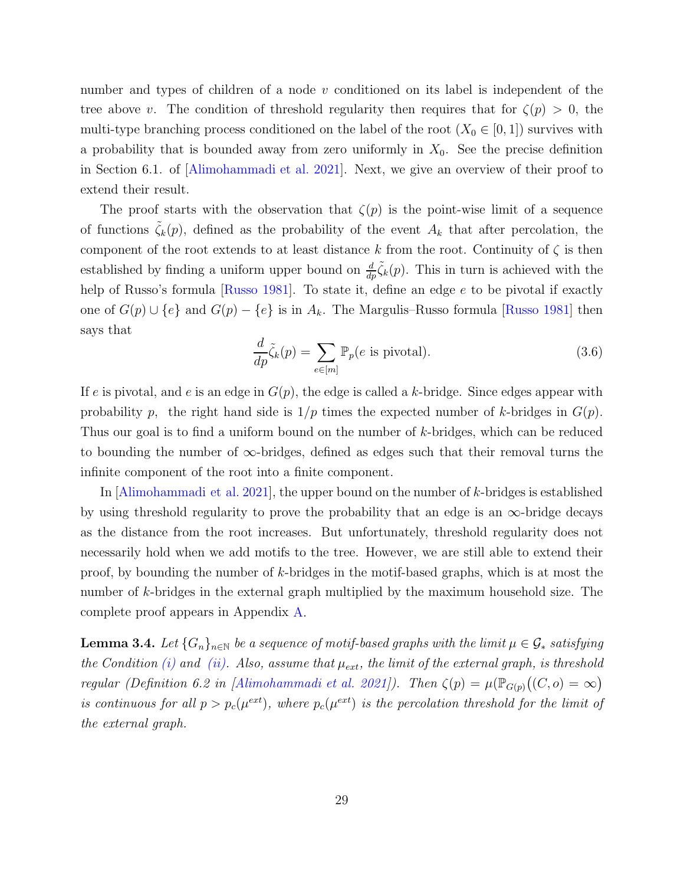number and types of children of a node $v$ conditioned on its label is independent of the tree above $v$. The condition of threshold regularity then requires that for $\zeta(p) > 0$, the multi-type branching process conditioned on the label of the root ($X_0 \in [0,1]$) survives with a probability that is bounded away from zero uniformly in $X_0$. See the precise definition in Section 6.1. of [Alimohammadi et al. 2021]. Next, we give an overview of their proof to extend their result.

The proof starts with the observation that $\zeta(p)$ is the point-wise limit of a sequence of functions $\tilde{\zeta}_k(p)$, defined as the probability of the event $A_k$ that after percolation, the component of the root extends to at least distance $k$ from the root. Continuity of $\zeta$ is then established by finding a uniform upper bound on $\frac{d}{dp}\tilde{\zeta}_k(p)$. This in turn is achieved with the help of Russo's formula [Russo 1981]. To state it, define an edge $e$ to be pivotal if exactly one of $G(p) \cup \{e\}$ and $G(p) - \{e\}$ is in $A_k$. The Margulis–Russo formula [Russo 1981] then says that

$$\frac{d}{dp}\tilde{\zeta}_k(p) = \sum_{e \in [m]} \mathbb{P}_p(e \text{ is pivotal}). \tag{3.6}$$

If $e$ is pivotal, and $e$ is an edge in $G(p)$, the edge is called a $k$-bridge. Since edges appear with probability $p$, the right hand side is $1/p$ times the expected number of $k$-bridges in $G(p)$. Thus our goal is to find a uniform bound on the number of $k$-bridges, which can be reduced to bounding the number of $\infty$-bridges, defined as edges such that their removal turns the infinite component of the root into a finite component.

In [Alimohammadi et al. 2021], the upper bound on the number of $k$-bridges is established by using threshold regularity to prove the probability that an edge is an $\infty$-bridge decays as the distance from the root increases. But unfortunately, threshold regularity does not necessarily hold when we add motifs to the tree. However, we are still able to extend their proof, by bounding the number of $k$-bridges in the motif-based graphs, which is at most the number of $k$-bridges in the external graph multiplied by the maximum household size. The complete proof appears in Appendix A.

**Lemma 3.4.** *Let $\{G_n\}_{n\in\mathbb{N}}$ be a sequence of motif-based graphs with the limit $\mu \in \mathcal{G}_*$ satisfying the Condition (i) and (ii). Also, assume that $\mu_{ext}$, the limit of the external graph, is threshold regular (Definition 6.2 in [Alimohammadi et al. 2021]). Then $\zeta(p) = \mu(\mathbb{P}_{G(p)}((C,o) = \infty)$ is continuous for all $p > p_c(\mu^{ext})$, where $p_c(\mu^{ext})$ is the percolation threshold for the limit of the external graph.*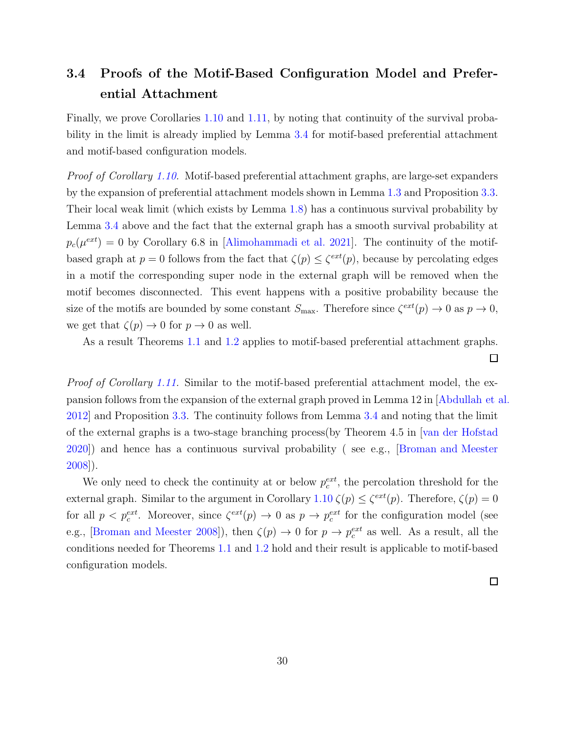### 3.4 Proofs of the Motif-Based Configuration Model and Preferential Attachment

Finally, we prove Corollaries 1.10 and 1.11, by noting that continuity of the survival probability in the limit is already implied by Lemma 3.4 for motif-based preferential attachment and motif-based configuration models.

*Proof of Corollary 1.10.* Motif-based preferential attachment graphs, are large-set expanders by the expansion of preferential attachment models shown in Lemma 1.3 and Proposition 3.3. Their local weak limit (which exists by Lemma 1.8) has a continuous survival probability by Lemma 3.4 above and the fact that the external graph has a smooth survival probability at $p_c(\mu^{ext}) = 0$ by Corollary 6.8 in [Alimohammadi et al. 2021]. The continuity of the motif-based graph at $p = 0$ follows from the fact that $\zeta(p) \leq \zeta^{ext}(p)$, because by percolating edges in a motif the corresponding super node in the external graph will be removed when the motif becomes disconnected. This event happens with a positive probability because the size of the motifs are bounded by some constant $S_{\max}$. Therefore since $\zeta^{ext}(p) \to 0$ as $p \to 0$, we get that $\zeta(p) \to 0$ for $p \to 0$ as well.

As a result Theorems 1.1 and 1.2 applies to motif-based preferential attachment graphs. □

*Proof of Corollary 1.11.* Similar to the motif-based preferential attachment model, the expansion follows from the expansion of the external graph proved in Lemma 12 in [Abdullah et al. 2012] and Proposition 3.3. The continuity follows from Lemma 3.4 and noting that the limit of the external graphs is a two-stage branching process(by Theorem 4.5 in [van der Hofstad 2020]) and hence has a continuous survival probability ( see e.g., [Broman and Meester 2008]).

We only need to check the continuity at or below $p_c^{ext}$, the percolation threshold for the external graph. Similar to the argument in Corollary 1.10 $\zeta(p) \leq \zeta^{ext}(p)$. Therefore, $\zeta(p) = 0$ for all $p < p_c^{ext}$. Moreover, since $\zeta^{ext}(p) \to 0$ as $p \to p_c^{ext}$ for the configuration model (see e.g., [Broman and Meester 2008]), then $\zeta(p) \to 0$ for $p \to p_c^{ext}$ as well. As a result, all the conditions needed for Theorems 1.1 and 1.2 hold and their result is applicable to motif-based configuration models. □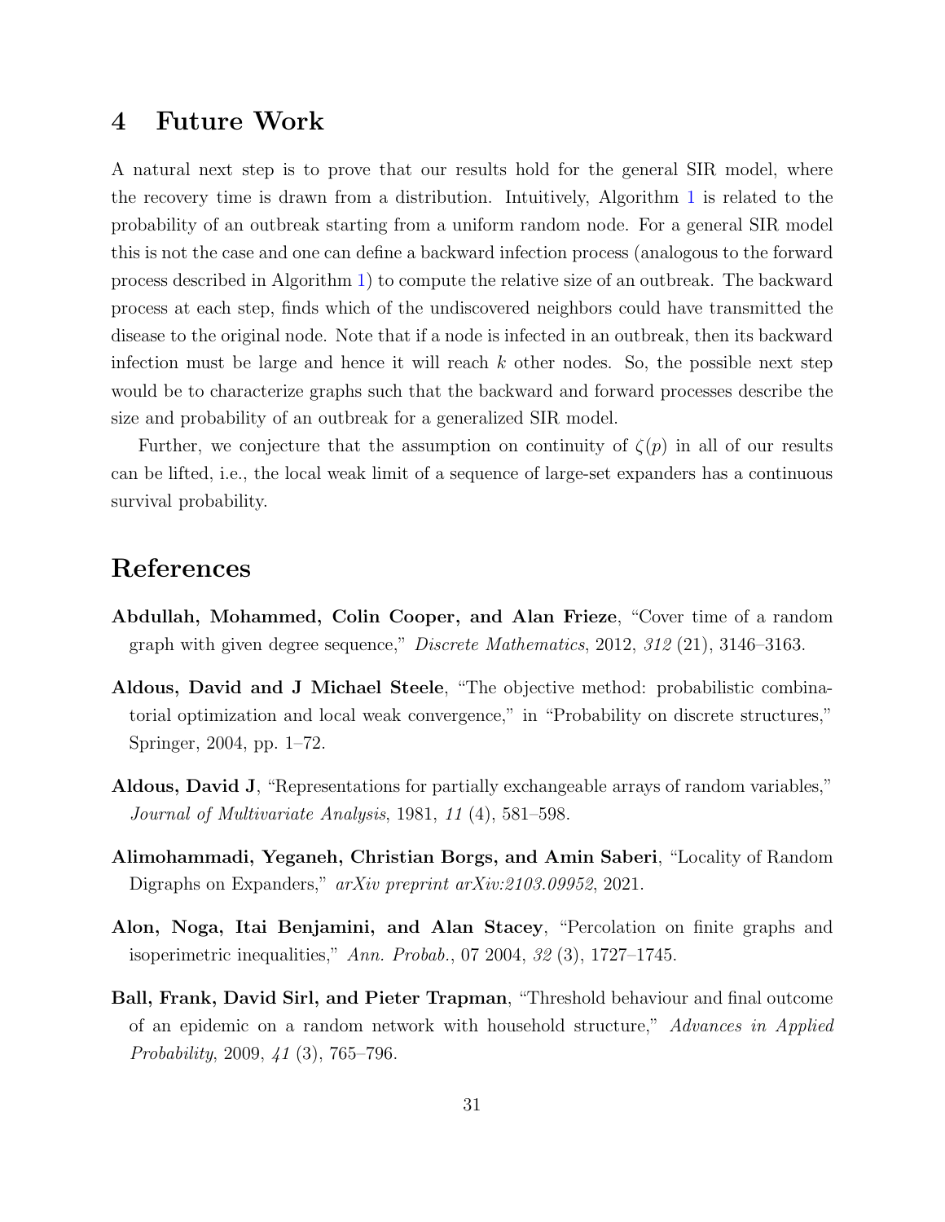# 4 Future Work

A natural next step is to prove that our results hold for the general SIR model, where the recovery time is drawn from a distribution. Intuitively, Algorithm 1 is related to the probability of an outbreak starting from a uniform random node. For a general SIR model this is not the case and one can define a backward infection process (analogous to the forward process described in Algorithm 1) to compute the relative size of an outbreak. The backward process at each step, finds which of the undiscovered neighbors could have transmitted the disease to the original node. Note that if a node is infected in an outbreak, then its backward infection must be large and hence it will reach $k$ other nodes. So, the possible next step would be to characterize graphs such that the backward and forward processes describe the size and probability of an outbreak for a generalized SIR model.

Further, we conjecture that the assumption on continuity of $\zeta(p)$ in all of our results can be lifted, i.e., the local weak limit of a sequence of large-set expanders has a continuous survival probability.

# References

**Abdullah, Mohammed, Colin Cooper, and Alan Frieze**, "Cover time of a random graph with given degree sequence," *Discrete Mathematics*, 2012, *312* (21), 3146–3163.

**Aldous, David and J Michael Steele**, "The objective method: probabilistic combinatorial optimization and local weak convergence," in "Probability on discrete structures," Springer, 2004, pp. 1–72.

**Aldous, David J**, "Representations for partially exchangeable arrays of random variables," *Journal of Multivariate Analysis*, 1981, *11* (4), 581–598.

**Alimohammadi, Yeganeh, Christian Borgs, and Amin Saberi**, "Locality of Random Digraphs on Expanders," *arXiv preprint arXiv:2103.09952*, 2021.

**Alon, Noga, Itai Benjamini, and Alan Stacey**, "Percolation on finite graphs and isoperimetric inequalities," *Ann. Probab.*, 07 2004, *32* (3), 1727–1745.

**Ball, Frank, David Sirl, and Pieter Trapman**, "Threshold behaviour and final outcome of an epidemic on a random network with household structure," *Advances in Applied Probability*, 2009, *41* (3), 765–796.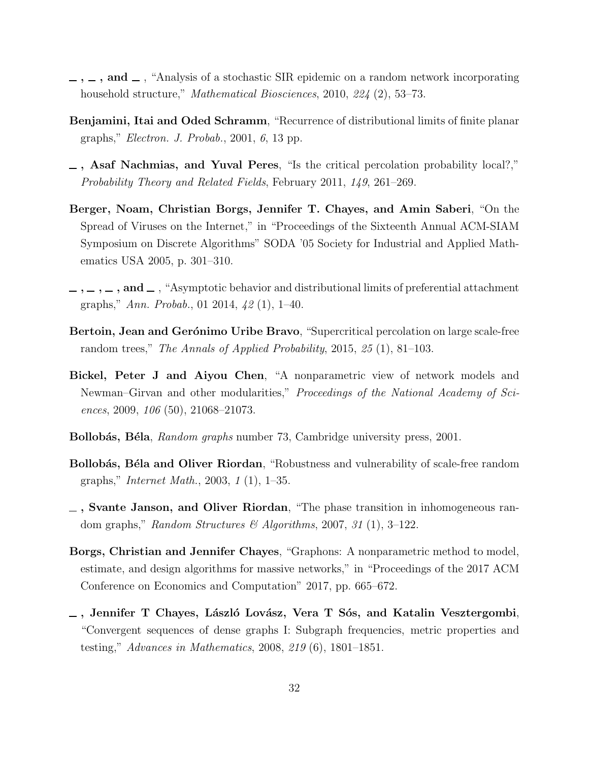**\_, \_, and \_**, "Analysis of a stochastic SIR epidemic on a random network incorporating household structure," *Mathematical Biosciences*, 2010, *224* (2), 53–73.

**Benjamini, Itai and Oded Schramm**, "Recurrence of distributional limits of finite planar graphs," *Electron. J. Probab.*, 2001, *6*, 13 pp.

**\_, Asaf Nachmias, and Yuval Peres**, "Is the critical percolation probability local?," *Probability Theory and Related Fields*, February 2011, *149*, 261–269.

**Berger, Noam, Christian Borgs, Jennifer T. Chayes, and Amin Saberi**, "On the Spread of Viruses on the Internet," in "Proceedings of the Sixteenth Annual ACM-SIAM Symposium on Discrete Algorithms" SODA '05 Society for Industrial and Applied Mathematics USA 2005, p. 301–310.

**\_, \_, \_, and \_**, "Asymptotic behavior and distributional limits of preferential attachment graphs," *Ann. Probab.*, 01 2014, *42* (1), 1–40.

**Bertoin, Jean and Gerónimo Uribe Bravo**, "Supercritical percolation on large scale-free random trees," *The Annals of Applied Probability*, 2015, *25* (1), 81–103.

**Bickel, Peter J and Aiyou Chen**, "A nonparametric view of network models and Newman–Girvan and other modularities," *Proceedings of the National Academy of Sciences*, 2009, *106* (50), 21068–21073.

**Bollobás, Béla**, *Random graphs* number 73, Cambridge university press, 2001.

**Bollobás, Béla and Oliver Riordan**, "Robustness and vulnerability of scale-free random graphs," *Internet Math.*, 2003, *1* (1), 1–35.

**\_, Svante Janson, and Oliver Riordan**, "The phase transition in inhomogeneous random graphs," *Random Structures & Algorithms*, 2007, *31* (1), 3–122.

**Borgs, Christian and Jennifer Chayes**, "Graphons: A nonparametric method to model, estimate, and design algorithms for massive networks," in "Proceedings of the 2017 ACM Conference on Economics and Computation" 2017, pp. 665–672.

**\_, Jennifer T Chayes, László Lovász, Vera T Sós, and Katalin Vesztergombi**, "Convergent sequences of dense graphs I: Subgraph frequencies, metric properties and testing," *Advances in Mathematics*, 2008, *219* (6), 1801–1851.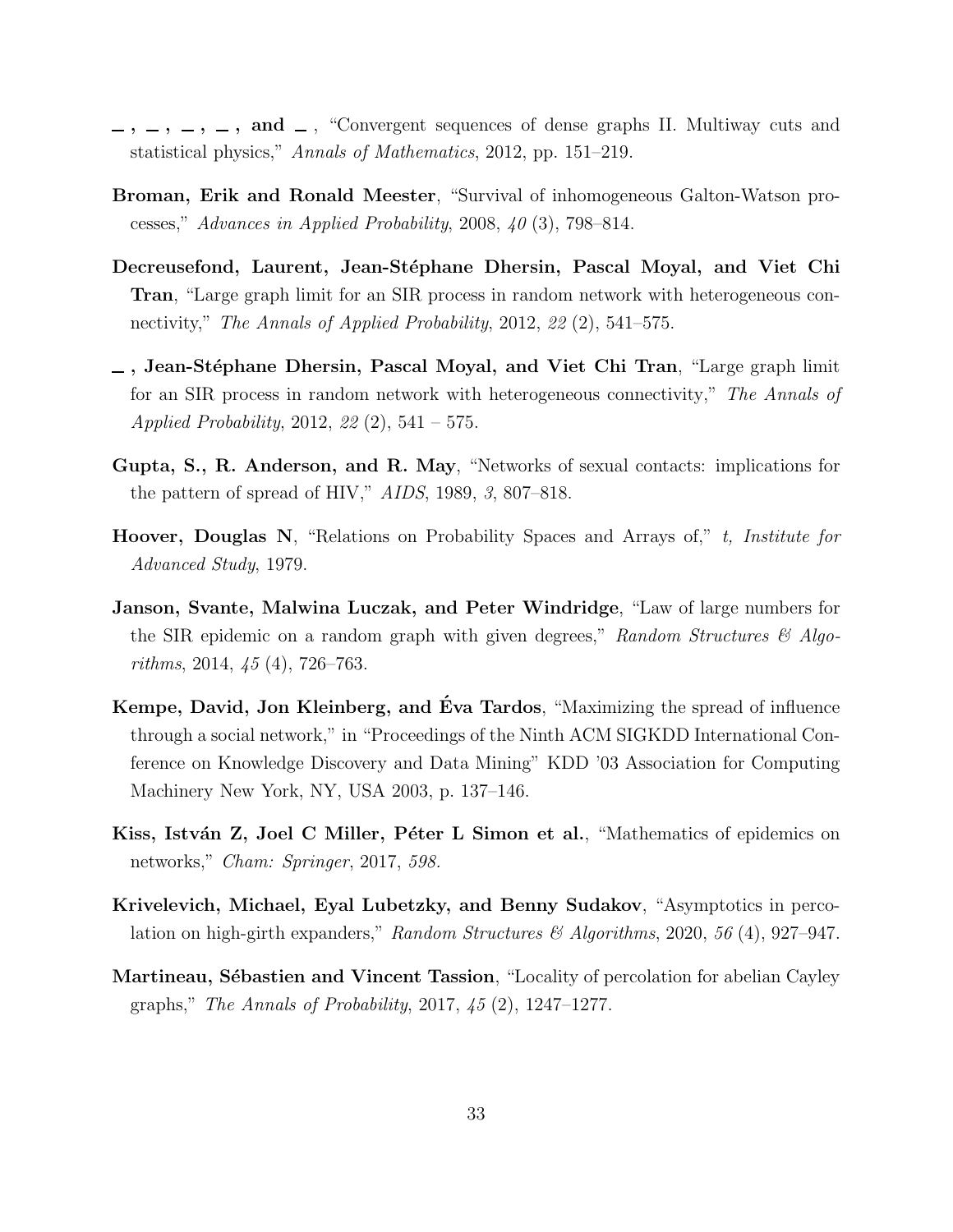**\_ , \_ , \_ , \_ , and \_** , "Convergent sequences of dense graphs II. Multiway cuts and statistical physics," *Annals of Mathematics*, 2012, pp. 151–219.

**Broman, Erik and Ronald Meester**, "Survival of inhomogeneous Galton-Watson processes," *Advances in Applied Probability*, 2008, *40* (3), 798–814.

**Decreusefond, Laurent, Jean-Stéphane Dhersin, Pascal Moyal, and Viet Chi Tran**, "Large graph limit for an SIR process in random network with heterogeneous connectivity," *The Annals of Applied Probability*, 2012, *22* (2), 541–575.

**\_ , Jean-Stéphane Dhersin, Pascal Moyal, and Viet Chi Tran**, "Large graph limit for an SIR process in random network with heterogeneous connectivity," *The Annals of Applied Probability*, 2012, *22* (2), 541 – 575.

**Gupta, S., R. Anderson, and R. May**, "Networks of sexual contacts: implications for the pattern of spread of HIV," *AIDS*, 1989, *3*, 807–818.

**Hoover, Douglas N**, "Relations on Probability Spaces and Arrays of," *t, Institute for Advanced Study*, 1979.

**Janson, Svante, Malwina Luczak, and Peter Windridge**, "Law of large numbers for the SIR epidemic on a random graph with given degrees," *Random Structures & Algorithms*, 2014, *45* (4), 726–763.

**Kempe, David, Jon Kleinberg, and Éva Tardos**, "Maximizing the spread of influence through a social network," in "Proceedings of the Ninth ACM SIGKDD International Conference on Knowledge Discovery and Data Mining" KDD '03 Association for Computing Machinery New York, NY, USA 2003, p. 137–146.

**Kiss, István Z, Joel C Miller, Péter L Simon et al.**, "Mathematics of epidemics on networks," *Cham: Springer*, 2017, *598.*

**Krivelevich, Michael, Eyal Lubetzky, and Benny Sudakov**, "Asymptotics in percolation on high-girth expanders," *Random Structures & Algorithms*, 2020, *56* (4), 927–947.

**Martineau, Sébastien and Vincent Tassion**, "Locality of percolation for abelian Cayley graphs," *The Annals of Probability*, 2017, *45* (2), 1247–1277.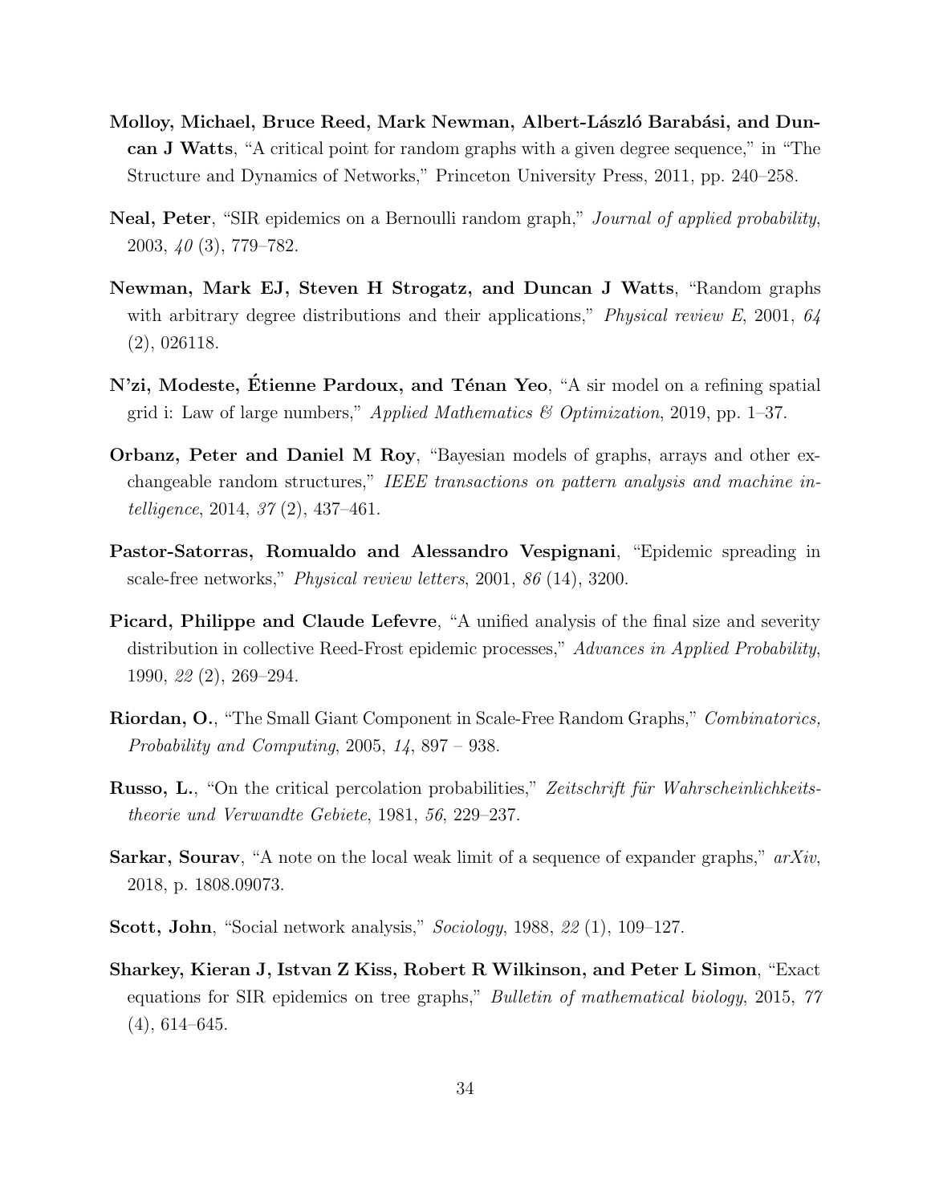**Molloy, Michael, Bruce Reed, Mark Newman, Albert-László Barabási, and Duncan J Watts**, "A critical point for random graphs with a given degree sequence," in "The Structure and Dynamics of Networks," Princeton University Press, 2011, pp. 240–258.

**Neal, Peter**, "SIR epidemics on a Bernoulli random graph," *Journal of applied probability*, 2003, *40* (3), 779–782.

**Newman, Mark EJ, Steven H Strogatz, and Duncan J Watts**, "Random graphs with arbitrary degree distributions and their applications," *Physical review E*, 2001, *64* (2), 026118.

**N'zi, Modeste, Étienne Pardoux, and Ténan Yeo**, "A sir model on a refining spatial grid i: Law of large numbers," *Applied Mathematics & Optimization*, 2019, pp. 1–37.

**Orbanz, Peter and Daniel M Roy**, "Bayesian models of graphs, arrays and other exchangeable random structures," *IEEE transactions on pattern analysis and machine intelligence*, 2014, *37* (2), 437–461.

**Pastor-Satorras, Romualdo and Alessandro Vespignani**, "Epidemic spreading in scale-free networks," *Physical review letters*, 2001, *86* (14), 3200.

**Picard, Philippe and Claude Lefevre**, "A unified analysis of the final size and severity distribution in collective Reed-Frost epidemic processes," *Advances in Applied Probability*, 1990, *22* (2), 269–294.

**Riordan, O.**, "The Small Giant Component in Scale-Free Random Graphs," *Combinatorics, Probability and Computing*, 2005, *14*, 897 – 938.

**Russo, L.**, "On the critical percolation probabilities," *Zeitschrift für Wahrscheinlichkeitstheorie und Verwandte Gebiete*, 1981, *56*, 229–237.

**Sarkar, Sourav**, "A note on the local weak limit of a sequence of expander graphs," *arXiv*, 2018, p. 1808.09073.

**Scott, John**, "Social network analysis," *Sociology*, 1988, *22* (1), 109–127.

**Sharkey, Kieran J, Istvan Z Kiss, Robert R Wilkinson, and Peter L Simon**, "Exact equations for SIR epidemics on tree graphs," *Bulletin of mathematical biology*, 2015, *77* (4), 614–645.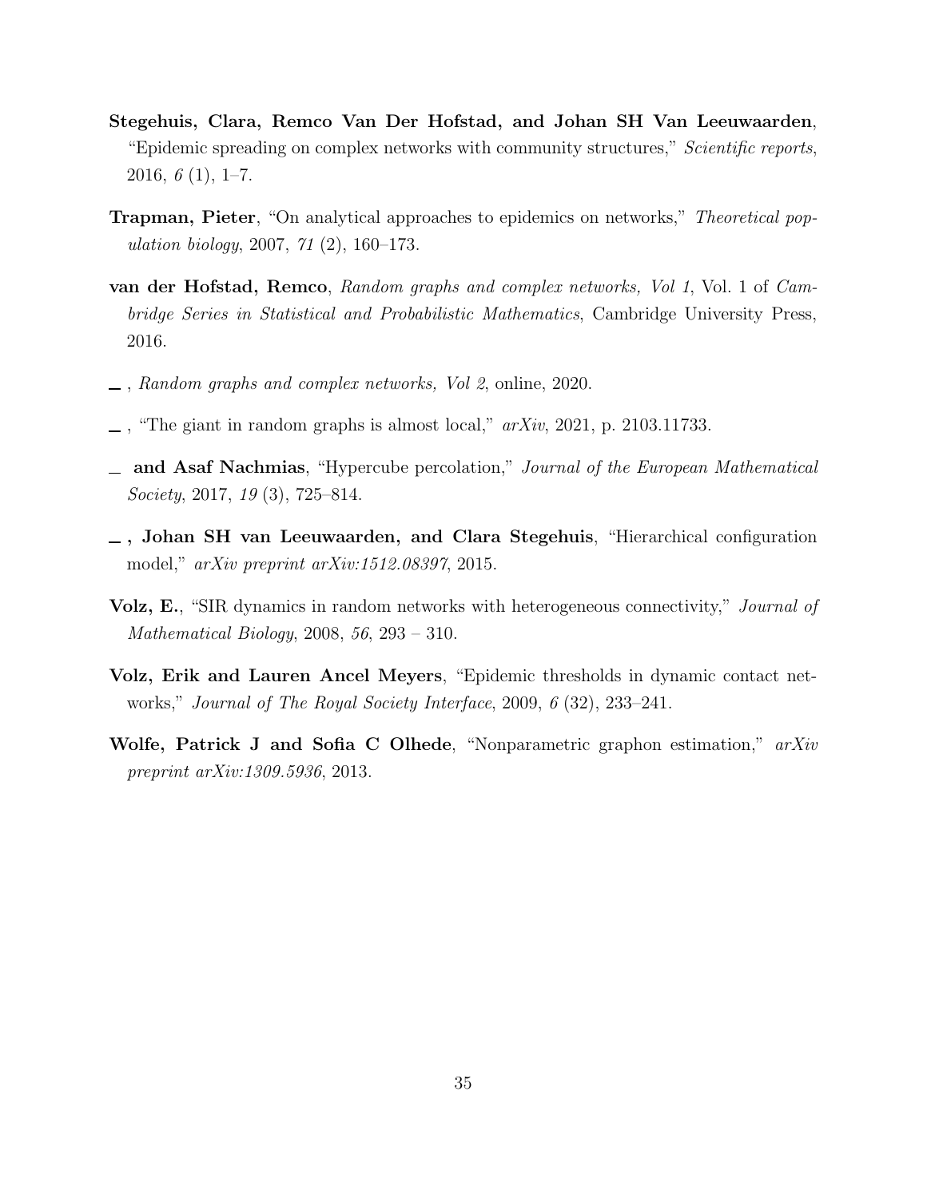**Stegehuis, Clara, Remco Van Der Hofstad, and Johan SH Van Leeuwaarden**, "Epidemic spreading on complex networks with community structures," *Scientific reports*, 2016, *6* (1), 1–7.

**Trapman, Pieter**, "On analytical approaches to epidemics on networks," *Theoretical population biology*, 2007, *71* (2), 160–173.

**van der Hofstad, Remco**, *Random graphs and complex networks, Vol 1*, Vol. 1 of *Cambridge Series in Statistical and Probabilistic Mathematics*, Cambridge University Press, 2016.

\_ , *Random graphs and complex networks, Vol 2*, online, 2020.

\_ , "The giant in random graphs is almost local," *arXiv*, 2021, p. 2103.11733.

\_ **and Asaf Nachmias**, "Hypercube percolation," *Journal of the European Mathematical Society*, 2017, *19* (3), 725–814.

\_ **, Johan SH van Leeuwaarden, and Clara Stegehuis**, "Hierarchical configuration model," *arXiv preprint arXiv:1512.08397*, 2015.

**Volz, E.**, "SIR dynamics in random networks with heterogeneous connectivity," *Journal of Mathematical Biology*, 2008, *56*, 293 – 310.

**Volz, Erik and Lauren Ancel Meyers**, "Epidemic thresholds in dynamic contact networks," *Journal of The Royal Society Interface*, 2009, *6* (32), 233–241.

**Wolfe, Patrick J and Sofia C Olhede**, "Nonparametric graphon estimation," *arXiv preprint arXiv:1309.5936*, 2013.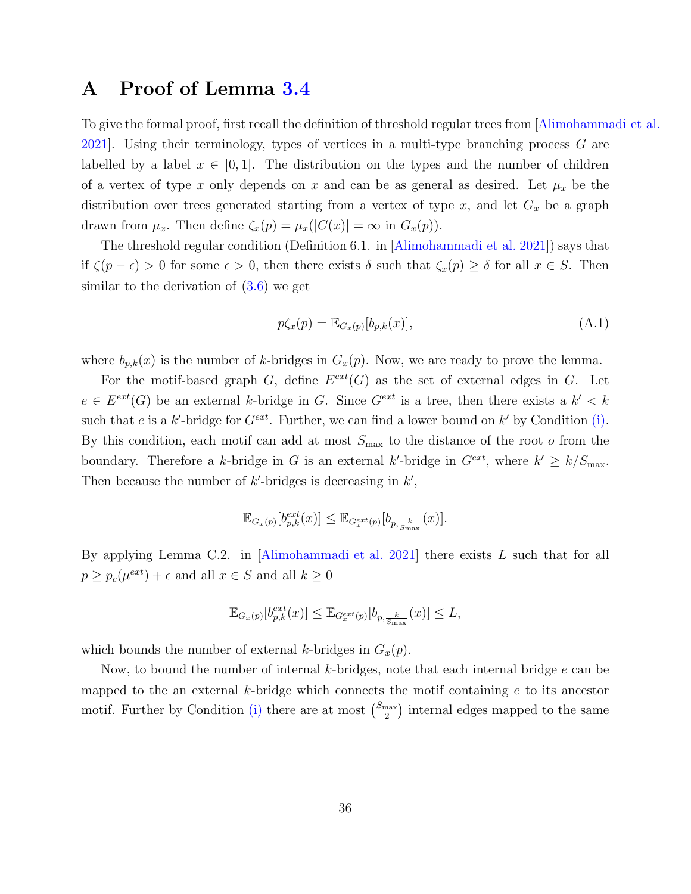# A Proof of Lemma 3.4

To give the formal proof, first recall the definition of threshold regular trees from [Alimohammadi et al. 2021]. Using their terminology, types of vertices in a multi-type branching process $G$ are labelled by a label $x \in [0,1]$. The distribution on the types and the number of children of a vertex of type $x$ only depends on $x$ and can be as general as desired. Let $\mu_x$ be the distribution over trees generated starting from a vertex of type $x$, and let $G_x$ be a graph drawn from $\mu_x$. Then define $\zeta_x(p) = \mu_x(|C(x)| = \infty \text{ in } G_x(p))$.

The threshold regular condition (Definition 6.1. in [Alimohammadi et al. 2021]) says that if $\zeta(p - \epsilon) > 0$ for some $\epsilon > 0$, then there exists $\delta$ such that $\zeta_x(p) \geq \delta$ for all $x \in S$. Then similar to the derivation of (3.6) we get

$$p\zeta_x(p) = \mathbb{E}_{G_x(p)}[b_{p,k}(x)], \tag{A.1}$$

where $b_{p,k}(x)$ is the number of $k$-bridges in $G_x(p)$. Now, we are ready to prove the lemma.

For the motif-based graph $G$, define $E^{ext}(G)$ as the set of external edges in $G$. Let $e \in E^{ext}(G)$ be an external $k$-bridge in $G$. Since $G^{ext}$ is a tree, then there exists a $k' < k$ such that $e$ is a $k'$-bridge for $G^{ext}$. Further, we can find a lower bound on $k'$ by Condition (i). By this condition, each motif can add at most $S_{\max}$ to the distance of the root $o$ from the boundary. Therefore a $k$-bridge in $G$ is an external $k'$-bridge in $G^{ext}$, where $k' \geq k/S_{\max}$. Then because the number of $k'$-bridges is decreasing in $k'$,

$$\mathbb{E}_{G_x(p)}[b^{ext}_{p,k}(x)] \leq \mathbb{E}_{G^{ext}_x(p)}[b_{p,\frac{k}{S_{\max}}}(x)].$$

By applying Lemma C.2. in [Alimohammadi et al. 2021] there exists $L$ such that for all $p \geq p_c(\mu^{ext}) + \epsilon$ and all $x \in S$ and all $k \geq 0$

$$\mathbb{E}_{G_x(p)}[b^{ext}_{p,k}(x)] \leq \mathbb{E}_{G^{ext}_x(p)}[b_{p,\frac{k}{S_{\max}}}(x)] \leq L,$$

which bounds the number of external $k$-bridges in $G_x(p)$.

Now, to bound the number of internal $k$-bridges, note that each internal bridge $e$ can be mapped to the an external $k$-bridge which connects the motif containing $e$ to its ancestor motif. Further by Condition (i) there are at most $\binom{S_{\max}}{2}$ internal edges mapped to the same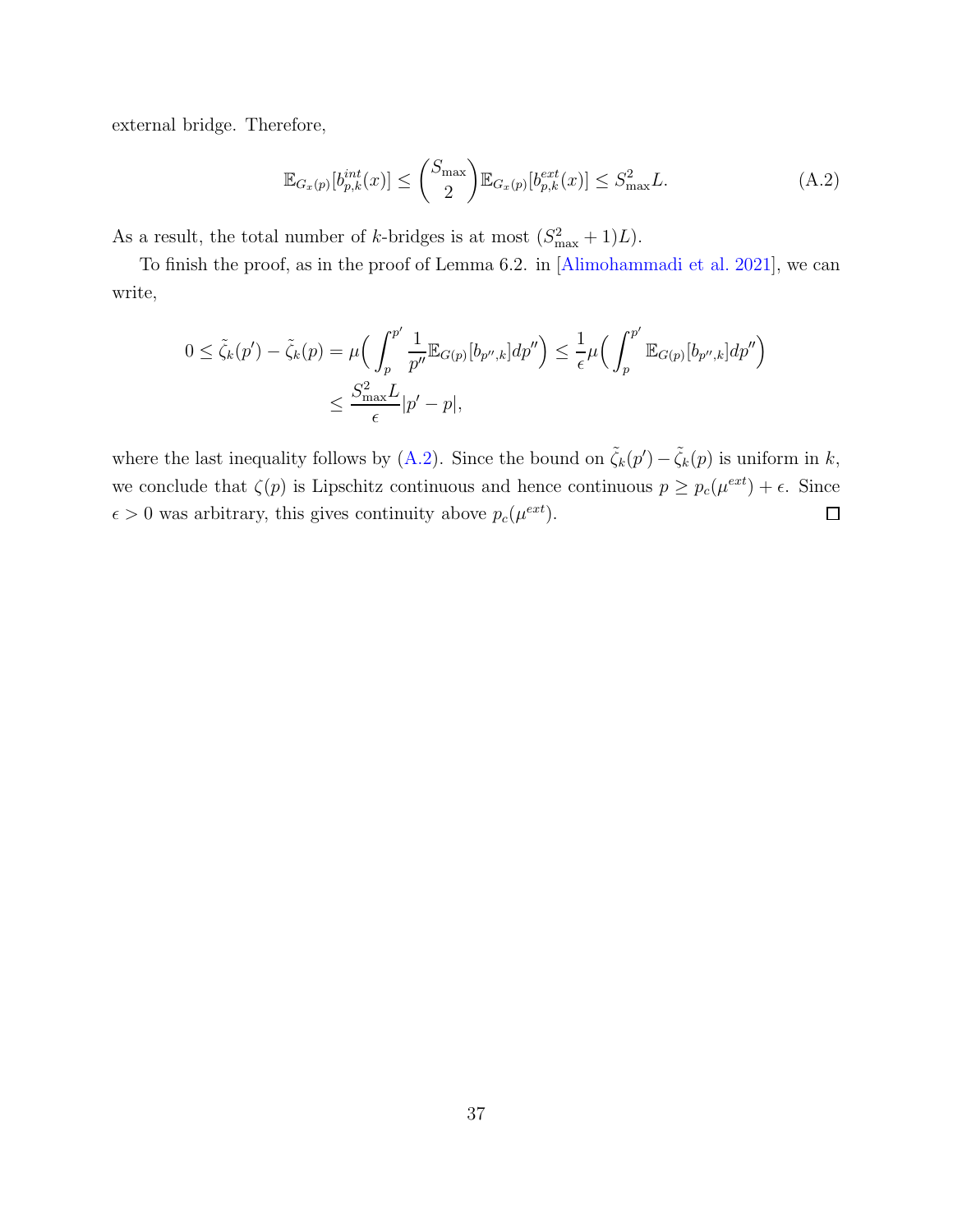external bridge. Therefore,

$$\mathbb{E}_{G_x(p)}[b^{int}_{p,k}(x)] \leq \binom{S_{\max}}{2} \mathbb{E}_{G_x(p)}[b^{ext}_{p,k}(x)] \leq S^2_{\max} L. \tag{A.2}$$

As a result, the total number of $k$-bridges is at most $(S^2_{\max}+1)L)$.

To finish the proof, as in the proof of Lemma 6.2. in [Alimohammadi et al. 2021], we can write,

$$\begin{aligned} 0 \leq \tilde{\zeta}_k(p') - \tilde{\zeta}_k(p) &= \mu\Big( \int_p^{p'} \frac{1}{p''} \mathbb{E}_{G(p)}[b_{p'',k}] dp'' \Big) \leq \frac{1}{\epsilon} \mu\Big( \int_p^{p'} \mathbb{E}_{G(p)}[b_{p'',k}] dp'' \Big) \\ &\leq \frac{S^2_{\max} L}{\epsilon} |p' - p|, \end{aligned}$$

where the last inequality follows by (A.2). Since the bound on $\tilde{\zeta}_k(p') - \tilde{\zeta}_k(p)$ is uniform in $k$, we conclude that $\zeta(p)$ is Lipschitz continuous and hence continuous $p \geq p_c(\mu^{ext}) + \epsilon$. Since $\epsilon > 0$ was arbitrary, this gives continuity above $p_c(\mu^{ext})$. □